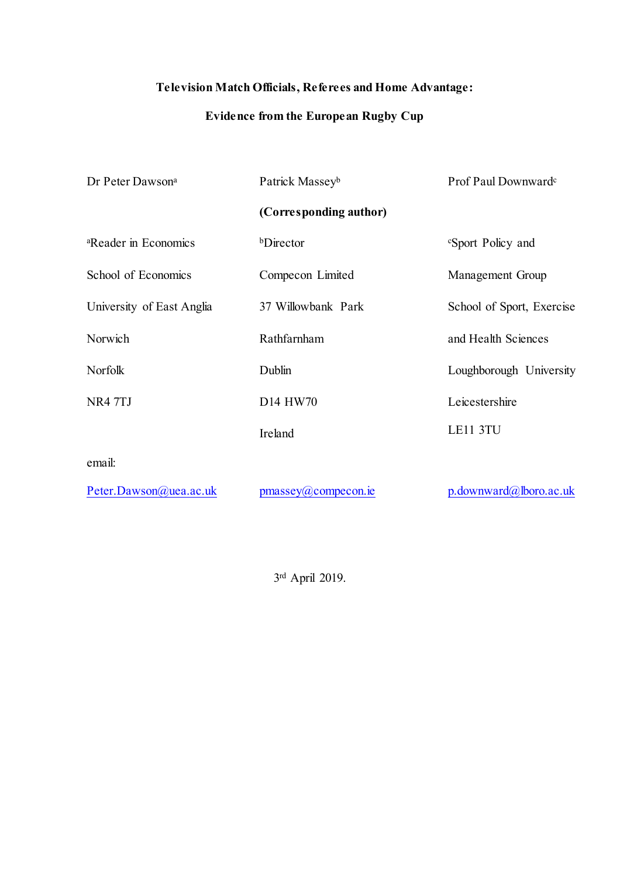# Television Match Officials, Referees and Home Advantage:

# Evidence from the European Rugby Cup

Dr Peter Dawson[a]

[a]Reader in Economics
School of Economics
University of East Anglia
Norwich
Norfolk
NR4 7TJ

Patrick Massey[b]
**(Corresponding author)**

[b]Director
Compecon Limited
37 Willowbank Park
Rathfarnham
Dublin
D14 HW70
Ireland

Prof Paul Downward[c]

[c]Sport Policy and Management Group
School of Sport, Exercise and Health Sciences
Loughborough University
Leicestershire
LE11 3TU

email:

Peter.Dawson@uea.ac.uk

pmassey@compecon.ie

p.downward@lboro.ac.uk

3rd April 2019.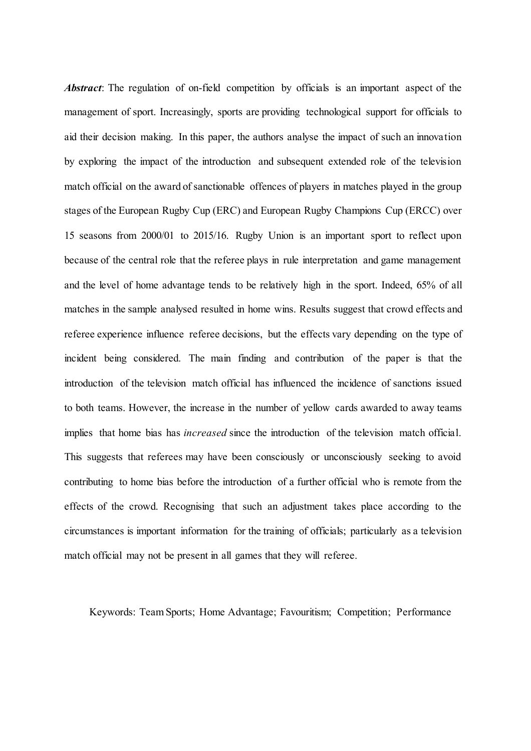***Abstract***: The regulation of on-field competition by officials is an important aspect of the management of sport. Increasingly, sports are providing technological support for officials to aid their decision making. In this paper, the authors analyse the impact of such an innovation by exploring the impact of the introduction and subsequent extended role of the television match official on the award of sanctionable offences of players in matches played in the group stages of the European Rugby Cup (ERC) and European Rugby Champions Cup (ERCC) over 15 seasons from 2000/01 to 2015/16. Rugby Union is an important sport to reflect upon because of the central role that the referee plays in rule interpretation and game management and the level of home advantage tends to be relatively high in the sport. Indeed, 65% of all matches in the sample analysed resulted in home wins. Results suggest that crowd effects and referee experience influence referee decisions, but the effects vary depending on the type of incident being considered. The main finding and contribution of the paper is that the introduction of the television match official has influenced the incidence of sanctions issued to both teams. However, the increase in the number of yellow cards awarded to away teams implies that home bias has *increased* since the introduction of the television match official. This suggests that referees may have been consciously or unconsciously seeking to avoid contributing to home bias before the introduction of a further official who is remote from the effects of the crowd. Recognising that such an adjustment takes place according to the circumstances is important information for the training of officials; particularly as a television match official may not be present in all games that they will referee.

Keywords: Team Sports; Home Advantage; Favouritism; Competition; Performance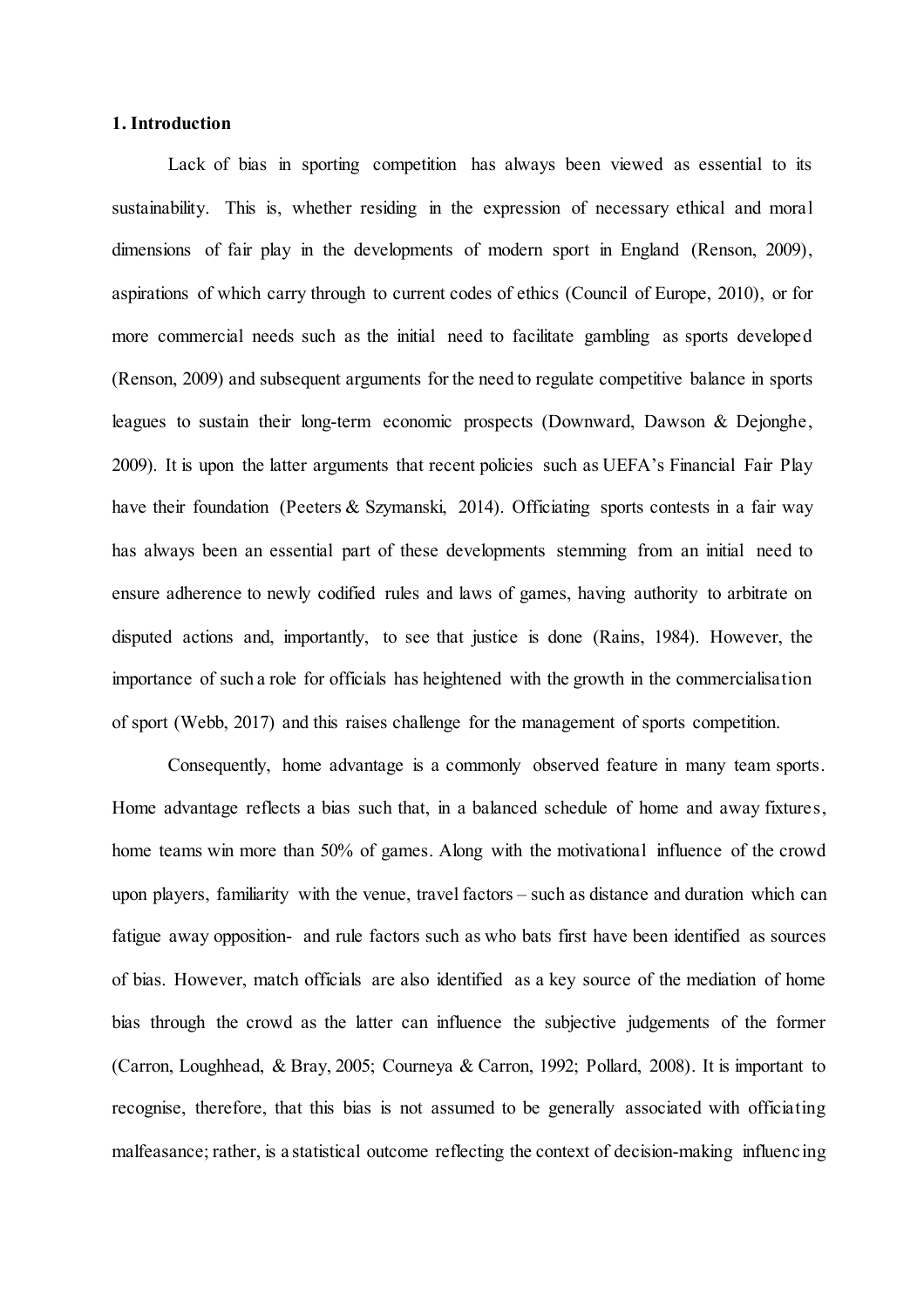## 1. Introduction

Lack of bias in sporting competition has always been viewed as essential to its sustainability. This is, whether residing in the expression of necessary ethical and moral dimensions of fair play in the developments of modern sport in England (Renson, 2009), aspirations of which carry through to current codes of ethics (Council of Europe, 2010), or for more commercial needs such as the initial need to facilitate gambling as sports developed (Renson, 2009) and subsequent arguments for the need to regulate competitive balance in sports leagues to sustain their long-term economic prospects (Downward, Dawson & Dejonghe, 2009). It is upon the latter arguments that recent policies such as UEFA's Financial Fair Play have their foundation (Peeters & Szymanski, 2014). Officiating sports contests in a fair way has always been an essential part of these developments stemming from an initial need to ensure adherence to newly codified rules and laws of games, having authority to arbitrate on disputed actions and, importantly, to see that justice is done (Rains, 1984). However, the importance of such a role for officials has heightened with the growth in the commercialisation of sport (Webb, 2017) and this raises challenge for the management of sports competition.

Consequently, home advantage is a commonly observed feature in many team sports. Home advantage reflects a bias such that, in a balanced schedule of home and away fixtures, home teams win more than 50% of games. Along with the motivational influence of the crowd upon players, familiarity with the venue, travel factors – such as distance and duration which can fatigue away opposition- and rule factors such as who bats first have been identified as sources of bias. However, match officials are also identified as a key source of the mediation of home bias through the crowd as the latter can influence the subjective judgements of the former (Carron, Loughhead, & Bray, 2005; Courneya & Carron, 1992; Pollard, 2008). It is important to recognise, therefore, that this bias is not assumed to be generally associated with officiating malfeasance; rather, is a statistical outcome reflecting the context of decision-making influencing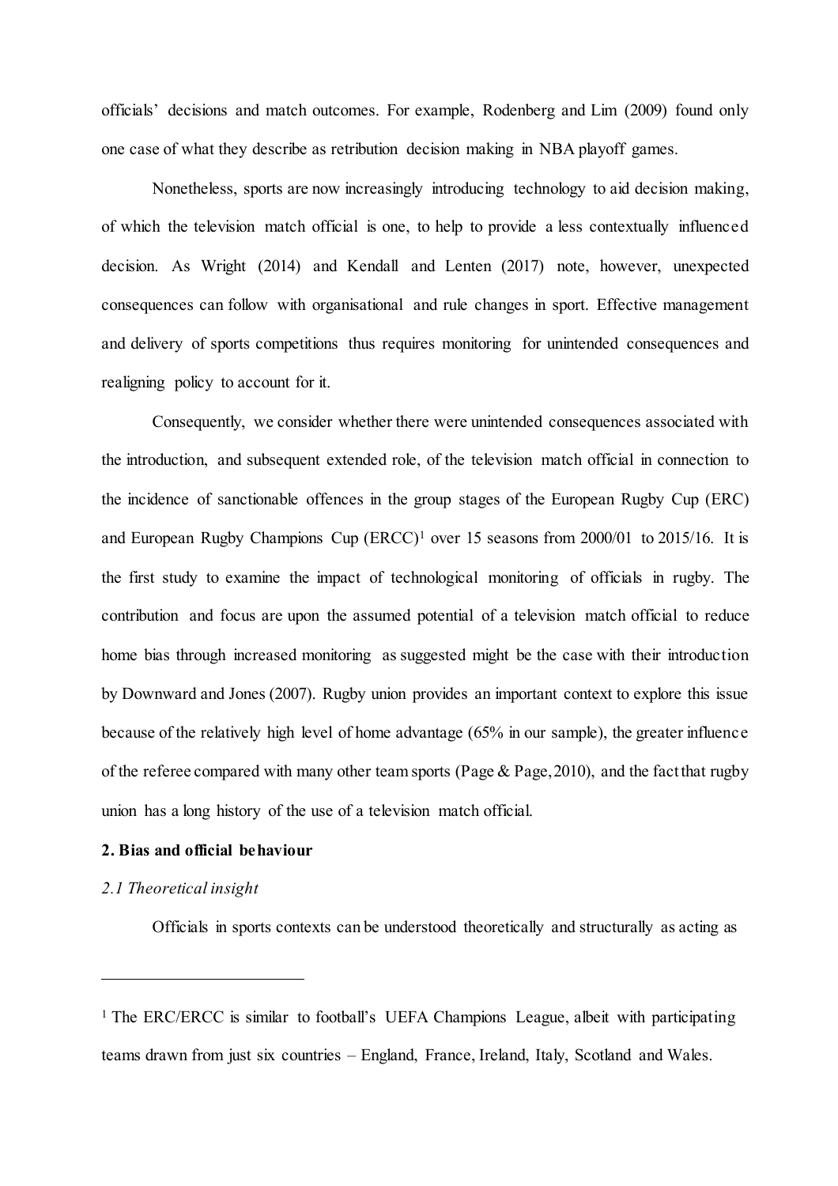officials' decisions and match outcomes. For example, Rodenberg and Lim (2009) found only one case of what they describe as retribution decision making in NBA playoff games.

Nonetheless, sports are now increasingly introducing technology to aid decision making, of which the television match official is one, to help to provide a less contextually influenced decision. As Wright (2014) and Kendall and Lenten (2017) note, however, unexpected consequences can follow with organisational and rule changes in sport. Effective management and delivery of sports competitions thus requires monitoring for unintended consequences and realigning policy to account for it.

Consequently, we consider whether there were unintended consequences associated with the introduction, and subsequent extended role, of the television match official in connection to the incidence of sanctionable offences in the group stages of the European Rugby Cup (ERC) and European Rugby Champions Cup (ERCC)[1] over 15 seasons from 2000/01 to 2015/16. It is the first study to examine the impact of technological monitoring of officials in rugby. The contribution and focus are upon the assumed potential of a television match official to reduce home bias through increased monitoring as suggested might be the case with their introduction by Downward and Jones (2007). Rugby union provides an important context to explore this issue because of the relatively high level of home advantage (65% in our sample), the greater influence of the referee compared with many other team sports (Page & Page, 2010), and the fact that rugby union has a long history of the use of a television match official.

## 2. Bias and official behaviour

### *2.1 Theoretical insight*

Officials in sports contexts can be understood theoretically and structurally as acting as

---

[1] The ERC/ERCC is similar to football's UEFA Champions League, albeit with participating teams drawn from just six countries – England, France, Ireland, Italy, Scotland and Wales.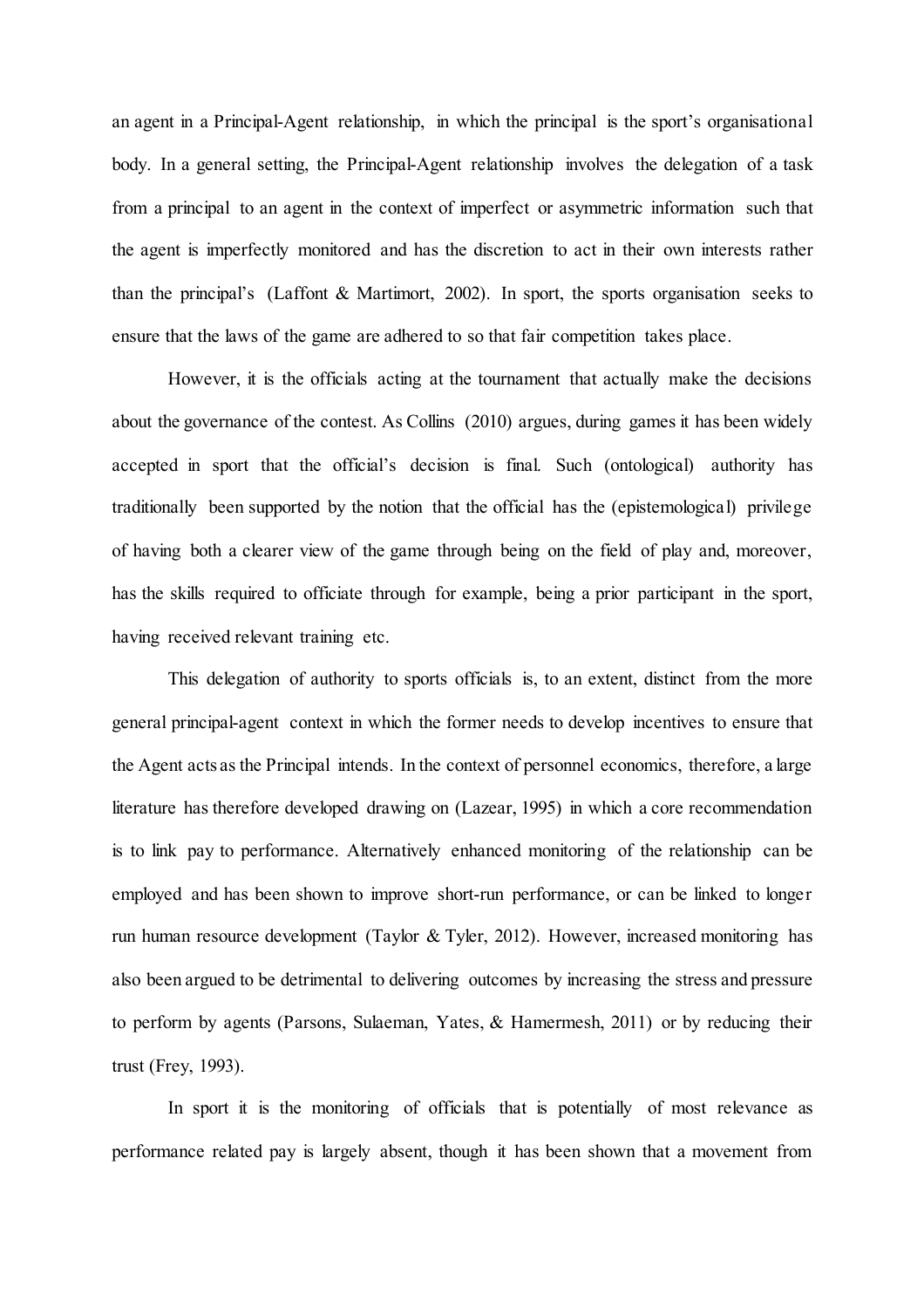an agent in a Principal-Agent relationship, in which the principal is the sport's organisational body. In a general setting, the Principal-Agent relationship involves the delegation of a task from a principal to an agent in the context of imperfect or asymmetric information such that the agent is imperfectly monitored and has the discretion to act in their own interests rather than the principal's (Laffont & Martimort, 2002). In sport, the sports organisation seeks to ensure that the laws of the game are adhered to so that fair competition takes place.

However, it is the officials acting at the tournament that actually make the decisions about the governance of the contest. As Collins (2010) argues, during games it has been widely accepted in sport that the official's decision is final. Such (ontological) authority has traditionally been supported by the notion that the official has the (epistemological) privilege of having both a clearer view of the game through being on the field of play and, moreover, has the skills required to officiate through for example, being a prior participant in the sport, having received relevant training etc.

This delegation of authority to sports officials is, to an extent, distinct from the more general principal-agent context in which the former needs to develop incentives to ensure that the Agent acts as the Principal intends. In the context of personnel economics, therefore, a large literature has therefore developed drawing on (Lazear, 1995) in which a core recommendation is to link pay to performance. Alternatively enhanced monitoring of the relationship can be employed and has been shown to improve short-run performance, or can be linked to longer run human resource development (Taylor & Tyler, 2012). However, increased monitoring has also been argued to be detrimental to delivering outcomes by increasing the stress and pressure to perform by agents (Parsons, Sulaeman, Yates, & Hamermesh, 2011) or by reducing their trust (Frey, 1993).

In sport it is the monitoring of officials that is potentially of most relevance as performance related pay is largely absent, though it has been shown that a movement from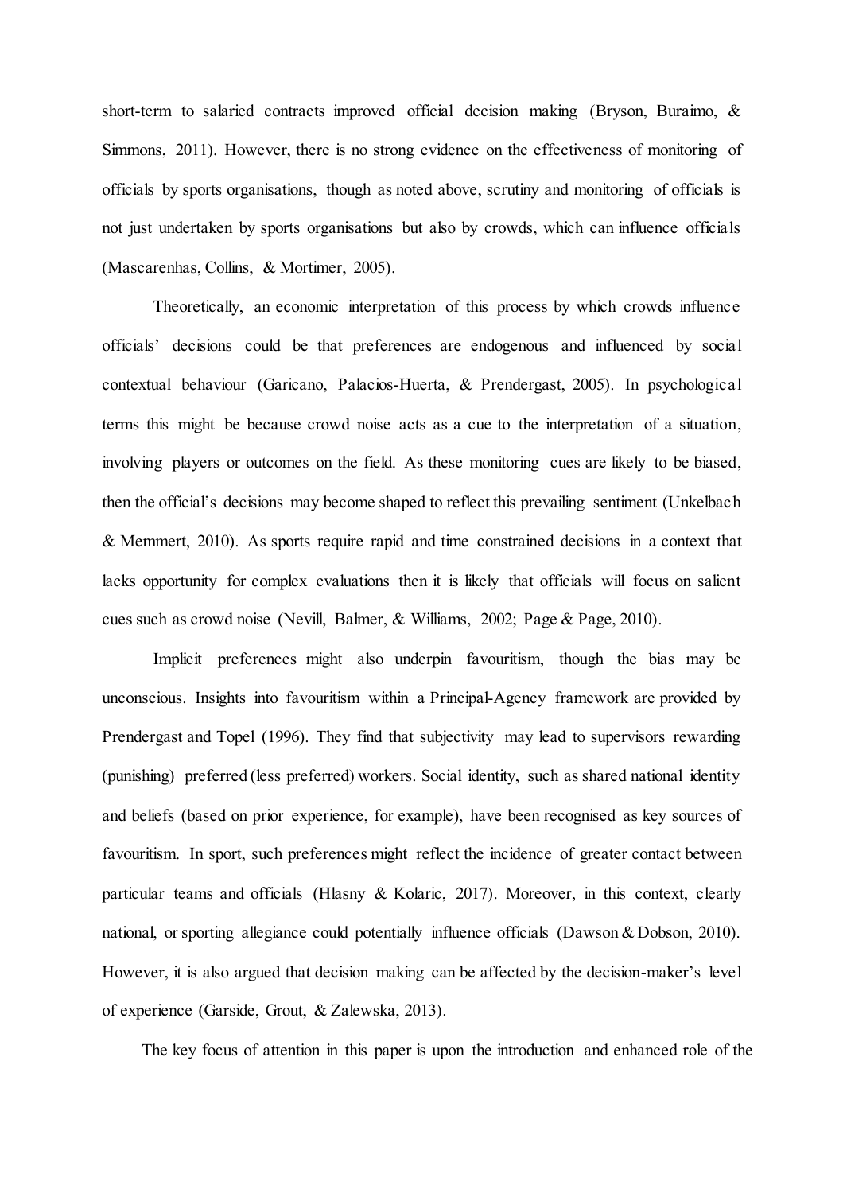short-term to salaried contracts improved official decision making (Bryson, Buraimo, & Simmons, 2011). However, there is no strong evidence on the effectiveness of monitoring of officials by sports organisations, though as noted above, scrutiny and monitoring of officials is not just undertaken by sports organisations but also by crowds, which can influence officials (Mascarenhas, Collins, & Mortimer, 2005).

Theoretically, an economic interpretation of this process by which crowds influence officials' decisions could be that preferences are endogenous and influenced by social contextual behaviour (Garicano, Palacios-Huerta, & Prendergast, 2005). In psychological terms this might be because crowd noise acts as a cue to the interpretation of a situation, involving players or outcomes on the field. As these monitoring cues are likely to be biased, then the official's decisions may become shaped to reflect this prevailing sentiment (Unkelbach & Memmert, 2010). As sports require rapid and time constrained decisions in a context that lacks opportunity for complex evaluations then it is likely that officials will focus on salient cues such as crowd noise (Nevill, Balmer, & Williams, 2002; Page & Page, 2010).

Implicit preferences might also underpin favouritism, though the bias may be unconscious. Insights into favouritism within a Principal-Agency framework are provided by Prendergast and Topel (1996). They find that subjectivity may lead to supervisors rewarding (punishing) preferred (less preferred) workers. Social identity, such as shared national identity and beliefs (based on prior experience, for example), have been recognised as key sources of favouritism. In sport, such preferences might reflect the incidence of greater contact between particular teams and officials (Hlasny & Kolaric, 2017). Moreover, in this context, clearly national, or sporting allegiance could potentially influence officials (Dawson & Dobson, 2010). However, it is also argued that decision making can be affected by the decision-maker's level of experience (Garside, Grout, & Zalewska, 2013).

The key focus of attention in this paper is upon the introduction and enhanced role of the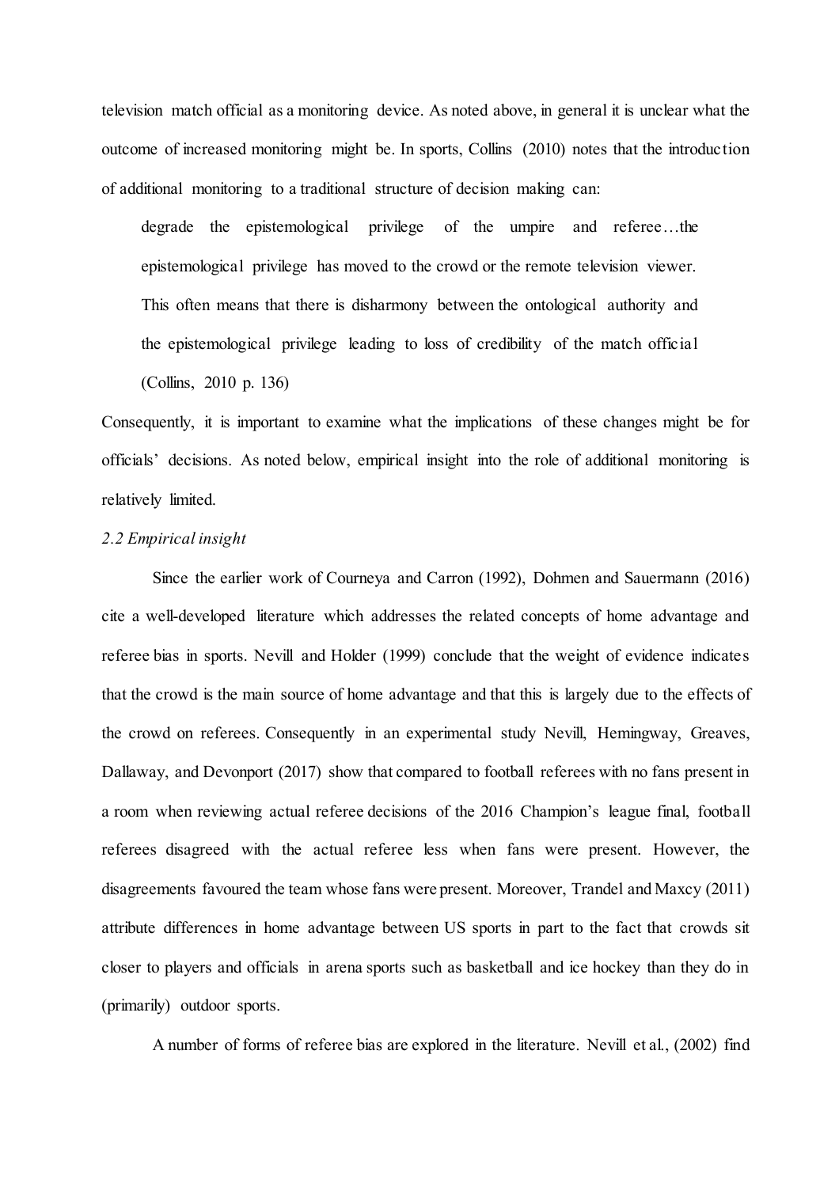television match official as a monitoring device. As noted above, in general it is unclear what the outcome of increased monitoring might be. In sports, Collins (2010) notes that the introduction of additional monitoring to a traditional structure of decision making can:

> degrade the epistemological privilege of the umpire and referee…the epistemological privilege has moved to the crowd or the remote television viewer. This often means that there is disharmony between the ontological authority and the epistemological privilege leading to loss of credibility of the match official (Collins, 2010 p. 136)

Consequently, it is important to examine what the implications of these changes might be for officials' decisions. As noted below, empirical insight into the role of additional monitoring is relatively limited.

### *2.2 Empirical insight*

Since the earlier work of Courneya and Carron (1992), Dohmen and Sauermann (2016) cite a well-developed literature which addresses the related concepts of home advantage and referee bias in sports. Nevill and Holder (1999) conclude that the weight of evidence indicates that the crowd is the main source of home advantage and that this is largely due to the effects of the crowd on referees. Consequently in an experimental study Nevill, Hemingway, Greaves, Dallaway, and Devonport (2017) show that compared to football referees with no fans present in a room when reviewing actual referee decisions of the 2016 Champion's league final, football referees disagreed with the actual referee less when fans were present. However, the disagreements favoured the team whose fans were present. Moreover, Trandel and Maxcy (2011) attribute differences in home advantage between US sports in part to the fact that crowds sit closer to players and officials in arena sports such as basketball and ice hockey than they do in (primarily) outdoor sports.

A number of forms of referee bias are explored in the literature. Nevill et al., (2002) find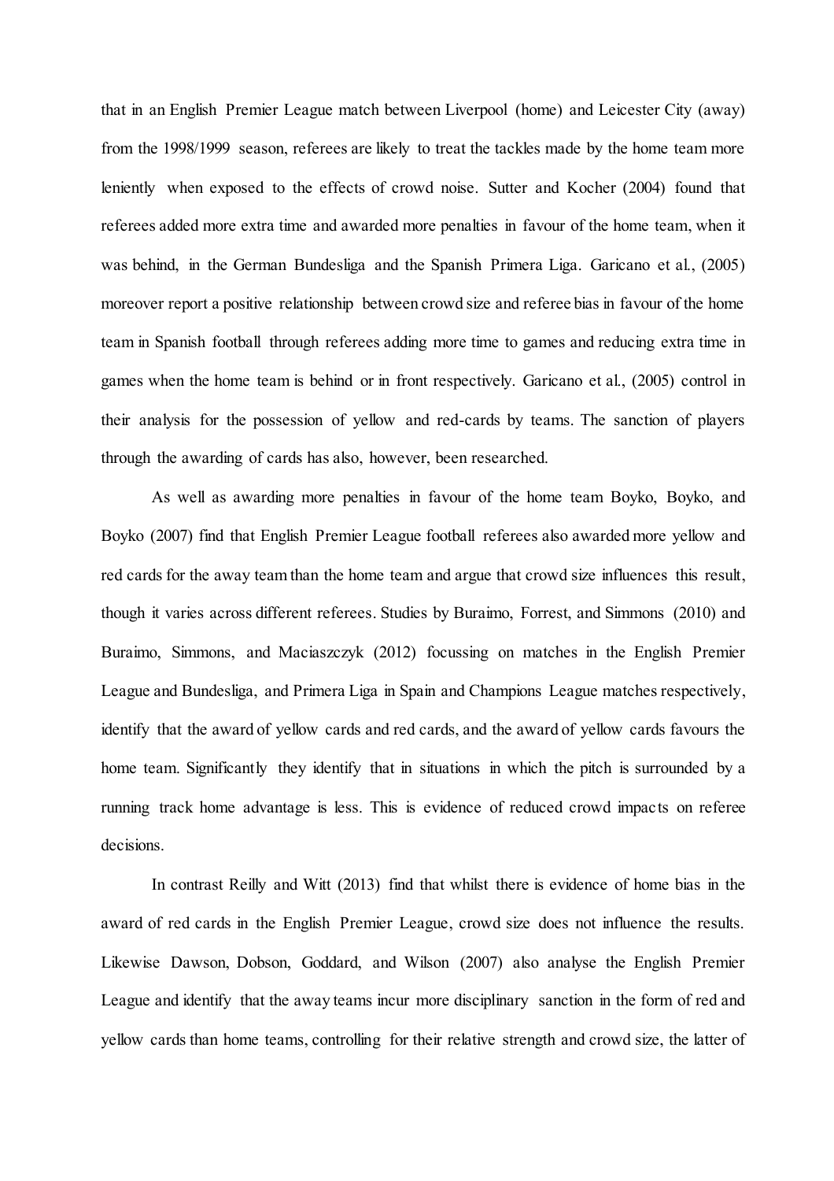that in an English Premier League match between Liverpool (home) and Leicester City (away) from the 1998/1999 season, referees are likely to treat the tackles made by the home team more leniently when exposed to the effects of crowd noise. Sutter and Kocher (2004) found that referees added more extra time and awarded more penalties in favour of the home team, when it was behind, in the German Bundesliga and the Spanish Primera Liga. Garicano et al., (2005) moreover report a positive relationship between crowd size and referee bias in favour of the home team in Spanish football through referees adding more time to games and reducing extra time in games when the home team is behind or in front respectively. Garicano et al., (2005) control in their analysis for the possession of yellow and red-cards by teams. The sanction of players through the awarding of cards has also, however, been researched.

As well as awarding more penalties in favour of the home team Boyko, Boyko, and Boyko (2007) find that English Premier League football referees also awarded more yellow and red cards for the away team than the home team and argue that crowd size influences this result, though it varies across different referees. Studies by Buraimo, Forrest, and Simmons (2010) and Buraimo, Simmons, and Maciaszczyk (2012) focussing on matches in the English Premier League and Bundesliga, and Primera Liga in Spain and Champions League matches respectively, identify that the award of yellow cards and red cards, and the award of yellow cards favours the home team. Significantly they identify that in situations in which the pitch is surrounded by a running track home advantage is less. This is evidence of reduced crowd impacts on referee decisions.

In contrast Reilly and Witt (2013) find that whilst there is evidence of home bias in the award of red cards in the English Premier League, crowd size does not influence the results. Likewise Dawson, Dobson, Goddard, and Wilson (2007) also analyse the English Premier League and identify that the away teams incur more disciplinary sanction in the form of red and yellow cards than home teams, controlling for their relative strength and crowd size, the latter of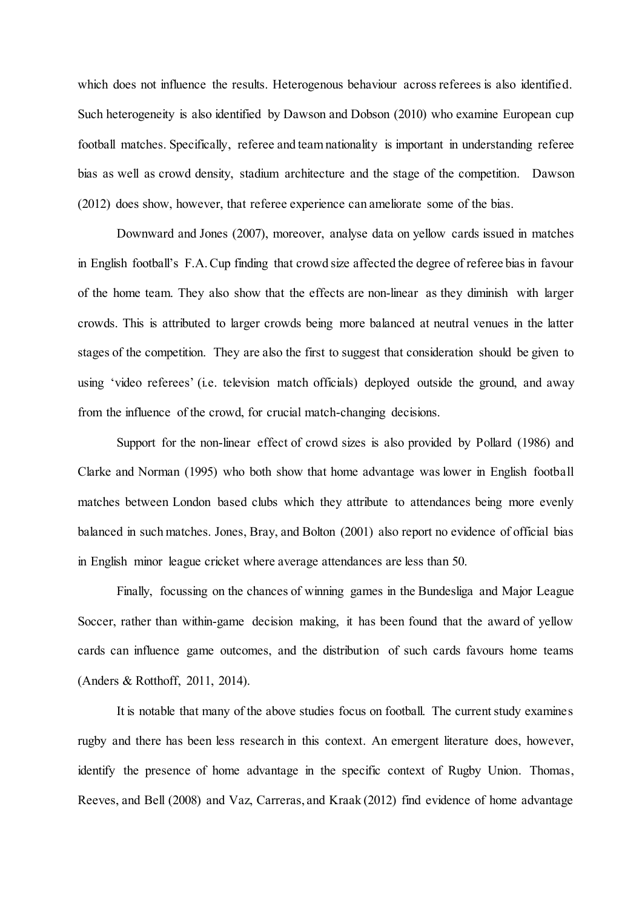which does not influence the results. Heterogenous behaviour across referees is also identified. Such heterogeneity is also identified by Dawson and Dobson (2010) who examine European cup football matches. Specifically, referee and team nationality is important in understanding referee bias as well as crowd density, stadium architecture and the stage of the competition. Dawson (2012) does show, however, that referee experience can ameliorate some of the bias.

Downward and Jones (2007), moreover, analyse data on yellow cards issued in matches in English football's F.A. Cup finding that crowd size affected the degree of referee bias in favour of the home team. They also show that the effects are non-linear as they diminish with larger crowds. This is attributed to larger crowds being more balanced at neutral venues in the latter stages of the competition. They are also the first to suggest that consideration should be given to using 'video referees' (i.e. television match officials) deployed outside the ground, and away from the influence of the crowd, for crucial match-changing decisions.

Support for the non-linear effect of crowd sizes is also provided by Pollard (1986) and Clarke and Norman (1995) who both show that home advantage was lower in English football matches between London based clubs which they attribute to attendances being more evenly balanced in such matches. Jones, Bray, and Bolton (2001) also report no evidence of official bias in English minor league cricket where average attendances are less than 50.

Finally, focussing on the chances of winning games in the Bundesliga and Major League Soccer, rather than within-game decision making, it has been found that the award of yellow cards can influence game outcomes, and the distribution of such cards favours home teams (Anders & Rotthoff, 2011, 2014).

It is notable that many of the above studies focus on football. The current study examines rugby and there has been less research in this context. An emergent literature does, however, identify the presence of home advantage in the specific context of Rugby Union. Thomas, Reeves, and Bell (2008) and Vaz, Carreras, and Kraak (2012) find evidence of home advantage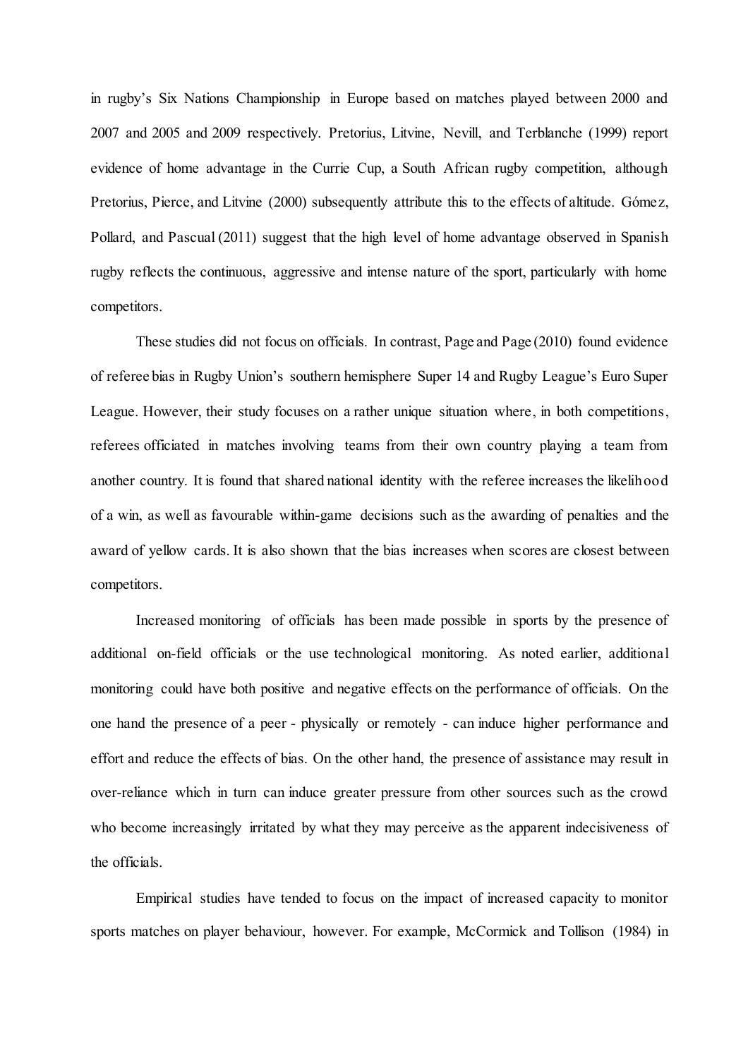in rugby's Six Nations Championship in Europe based on matches played between 2000 and 2007 and 2005 and 2009 respectively. Pretorius, Litvine, Nevill, and Terblanche (1999) report evidence of home advantage in the Currie Cup, a South African rugby competition, although Pretorius, Pierce, and Litvine (2000) subsequently attribute this to the effects of altitude. Gómez, Pollard, and Pascual (2011) suggest that the high level of home advantage observed in Spanish rugby reflects the continuous, aggressive and intense nature of the sport, particularly with home competitors.

These studies did not focus on officials. In contrast, Page and Page (2010) found evidence of referee bias in Rugby Union's southern hemisphere Super 14 and Rugby League's Euro Super League. However, their study focuses on a rather unique situation where, in both competitions, referees officiated in matches involving teams from their own country playing a team from another country. It is found that shared national identity with the referee increases the likelihood of a win, as well as favourable within-game decisions such as the awarding of penalties and the award of yellow cards. It is also shown that the bias increases when scores are closest between competitors.

Increased monitoring of officials has been made possible in sports by the presence of additional on-field officials or the use technological monitoring. As noted earlier, additional monitoring could have both positive and negative effects on the performance of officials. On the one hand the presence of a peer - physically or remotely - can induce higher performance and effort and reduce the effects of bias. On the other hand, the presence of assistance may result in over-reliance which in turn can induce greater pressure from other sources such as the crowd who become increasingly irritated by what they may perceive as the apparent indecisiveness of the officials.

Empirical studies have tended to focus on the impact of increased capacity to monitor sports matches on player behaviour, however. For example, McCormick and Tollison (1984) in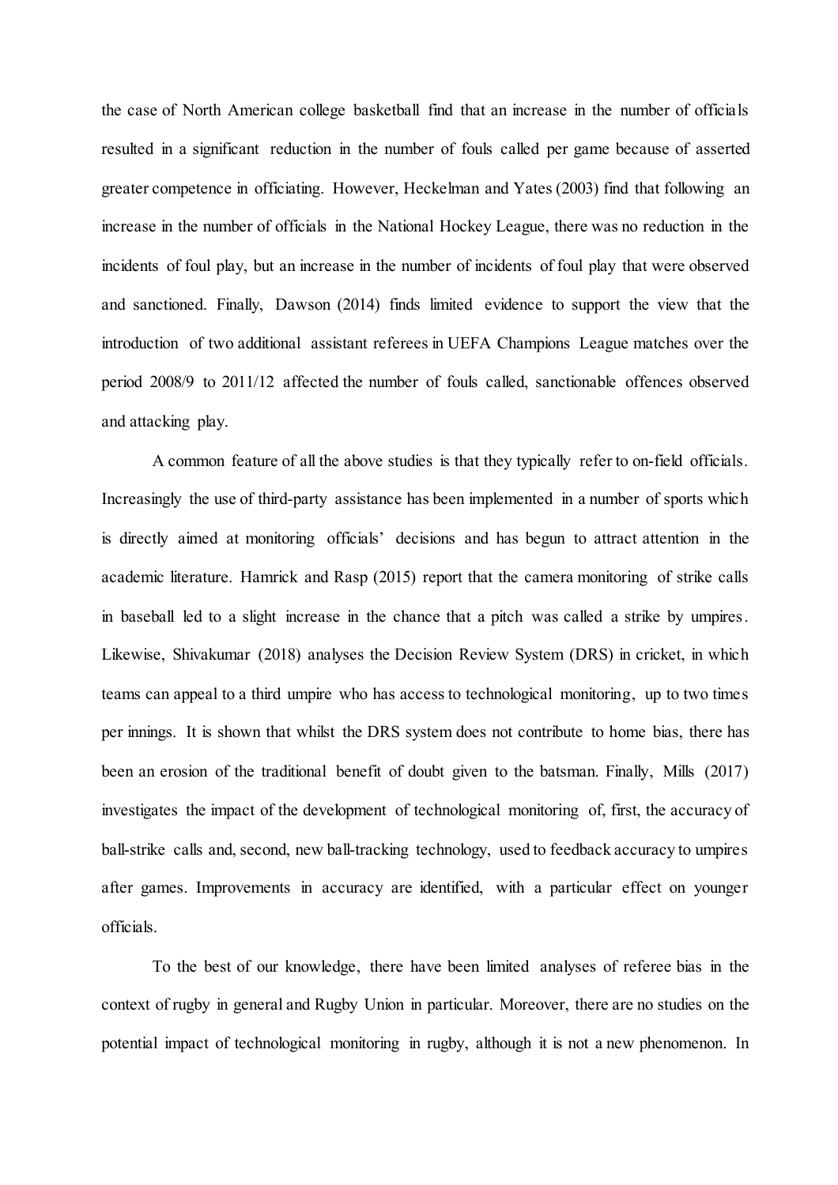the case of North American college basketball find that an increase in the number of officials resulted in a significant reduction in the number of fouls called per game because of asserted greater competence in officiating. However, Heckelman and Yates (2003) find that following an increase in the number of officials in the National Hockey League, there was no reduction in the incidents of foul play, but an increase in the number of incidents of foul play that were observed and sanctioned. Finally, Dawson (2014) finds limited evidence to support the view that the introduction of two additional assistant referees in UEFA Champions League matches over the period 2008/9 to 2011/12 affected the number of fouls called, sanctionable offences observed and attacking play.

A common feature of all the above studies is that they typically refer to on-field officials. Increasingly the use of third-party assistance has been implemented in a number of sports which is directly aimed at monitoring officials' decisions and has begun to attract attention in the academic literature. Hamrick and Rasp (2015) report that the camera monitoring of strike calls in baseball led to a slight increase in the chance that a pitch was called a strike by umpires. Likewise, Shivakumar (2018) analyses the Decision Review System (DRS) in cricket, in which teams can appeal to a third umpire who has access to technological monitoring, up to two times per innings. It is shown that whilst the DRS system does not contribute to home bias, there has been an erosion of the traditional benefit of doubt given to the batsman. Finally, Mills (2017) investigates the impact of the development of technological monitoring of, first, the accuracy of ball-strike calls and, second, new ball-tracking technology, used to feedback accuracy to umpires after games. Improvements in accuracy are identified, with a particular effect on younger officials.

To the best of our knowledge, there have been limited analyses of referee bias in the context of rugby in general and Rugby Union in particular. Moreover, there are no studies on the potential impact of technological monitoring in rugby, although it is not a new phenomenon. In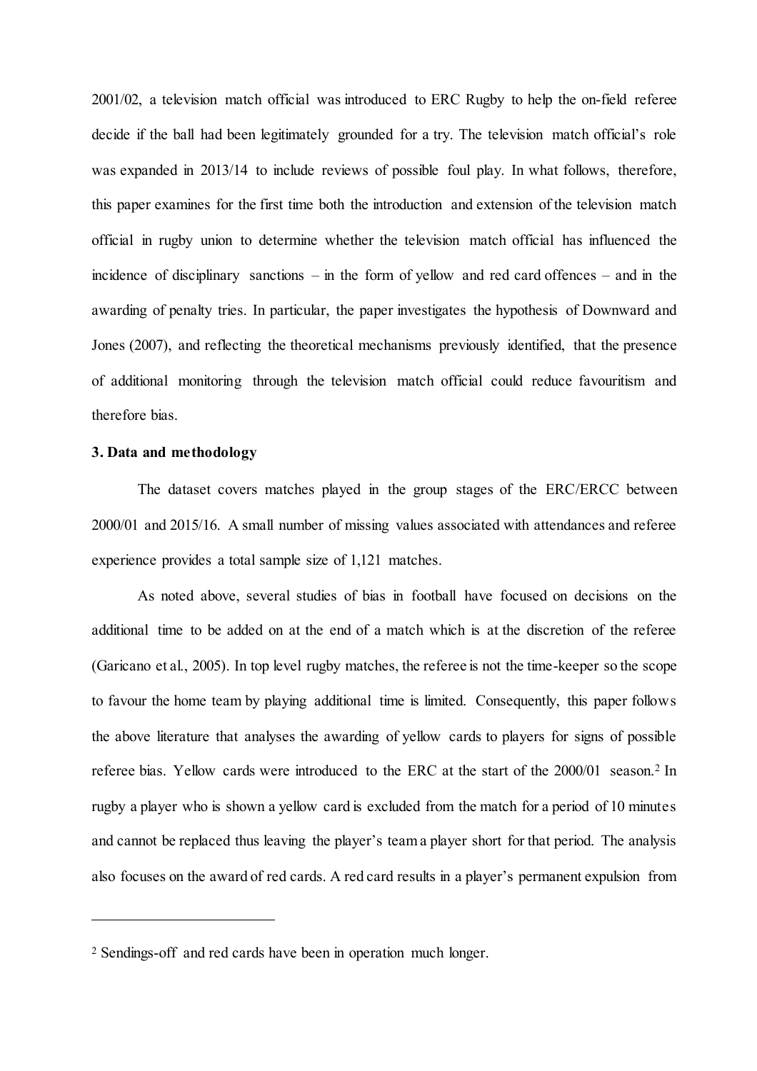2001/02, a television match official was introduced to ERC Rugby to help the on-field referee decide if the ball had been legitimately grounded for a try. The television match official's role was expanded in 2013/14 to include reviews of possible foul play. In what follows, therefore, this paper examines for the first time both the introduction and extension of the television match official in rugby union to determine whether the television match official has influenced the incidence of disciplinary sanctions – in the form of yellow and red card offences – and in the awarding of penalty tries. In particular, the paper investigates the hypothesis of Downward and Jones (2007), and reflecting the theoretical mechanisms previously identified, that the presence of additional monitoring through the television match official could reduce favouritism and therefore bias.

## 3. Data and methodology

The dataset covers matches played in the group stages of the ERC/ERCC between 2000/01 and 2015/16. A small number of missing values associated with attendances and referee experience provides a total sample size of 1,121 matches.

As noted above, several studies of bias in football have focused on decisions on the additional time to be added on at the end of a match which is at the discretion of the referee (Garicano et al., 2005). In top level rugby matches, the referee is not the time-keeper so the scope to favour the home team by playing additional time is limited. Consequently, this paper follows the above literature that analyses the awarding of yellow cards to players for signs of possible referee bias. Yellow cards were introduced to the ERC at the start of the 2000/01 season.[2] In rugby a player who is shown a yellow card is excluded from the match for a period of 10 minutes and cannot be replaced thus leaving the player's team a player short for that period. The analysis also focuses on the award of red cards. A red card results in a player's permanent expulsion from

[2] Sendings-off and red cards have been in operation much longer.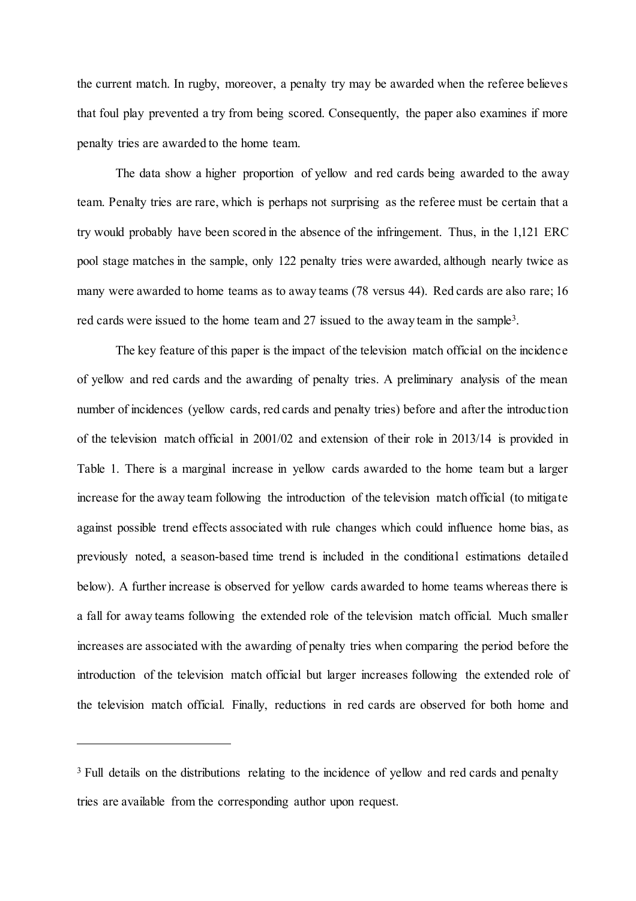the current match. In rugby, moreover, a penalty try may be awarded when the referee believes that foul play prevented a try from being scored. Consequently, the paper also examines if more penalty tries are awarded to the home team.

The data show a higher proportion of yellow and red cards being awarded to the away team. Penalty tries are rare, which is perhaps not surprising as the referee must be certain that a try would probably have been scored in the absence of the infringement. Thus, in the 1,121 ERC pool stage matches in the sample, only 122 penalty tries were awarded, although nearly twice as many were awarded to home teams as to away teams (78 versus 44). Red cards are also rare; 16 red cards were issued to the home team and 27 issued to the away team in the sample[3].

The key feature of this paper is the impact of the television match official on the incidence of yellow and red cards and the awarding of penalty tries. A preliminary analysis of the mean number of incidences (yellow cards, red cards and penalty tries) before and after the introduction of the television match official in 2001/02 and extension of their role in 2013/14 is provided in Table 1. There is a marginal increase in yellow cards awarded to the home team but a larger increase for the away team following the introduction of the television match official (to mitigate against possible trend effects associated with rule changes which could influence home bias, as previously noted, a season-based time trend is included in the conditional estimations detailed below). A further increase is observed for yellow cards awarded to home teams whereas there is a fall for away teams following the extended role of the television match official. Much smaller increases are associated with the awarding of penalty tries when comparing the period before the introduction of the television match official but larger increases following the extended role of the television match official. Finally, reductions in red cards are observed for both home and

---

[3] Full details on the distributions relating to the incidence of yellow and red cards and penalty tries are available from the corresponding author upon request.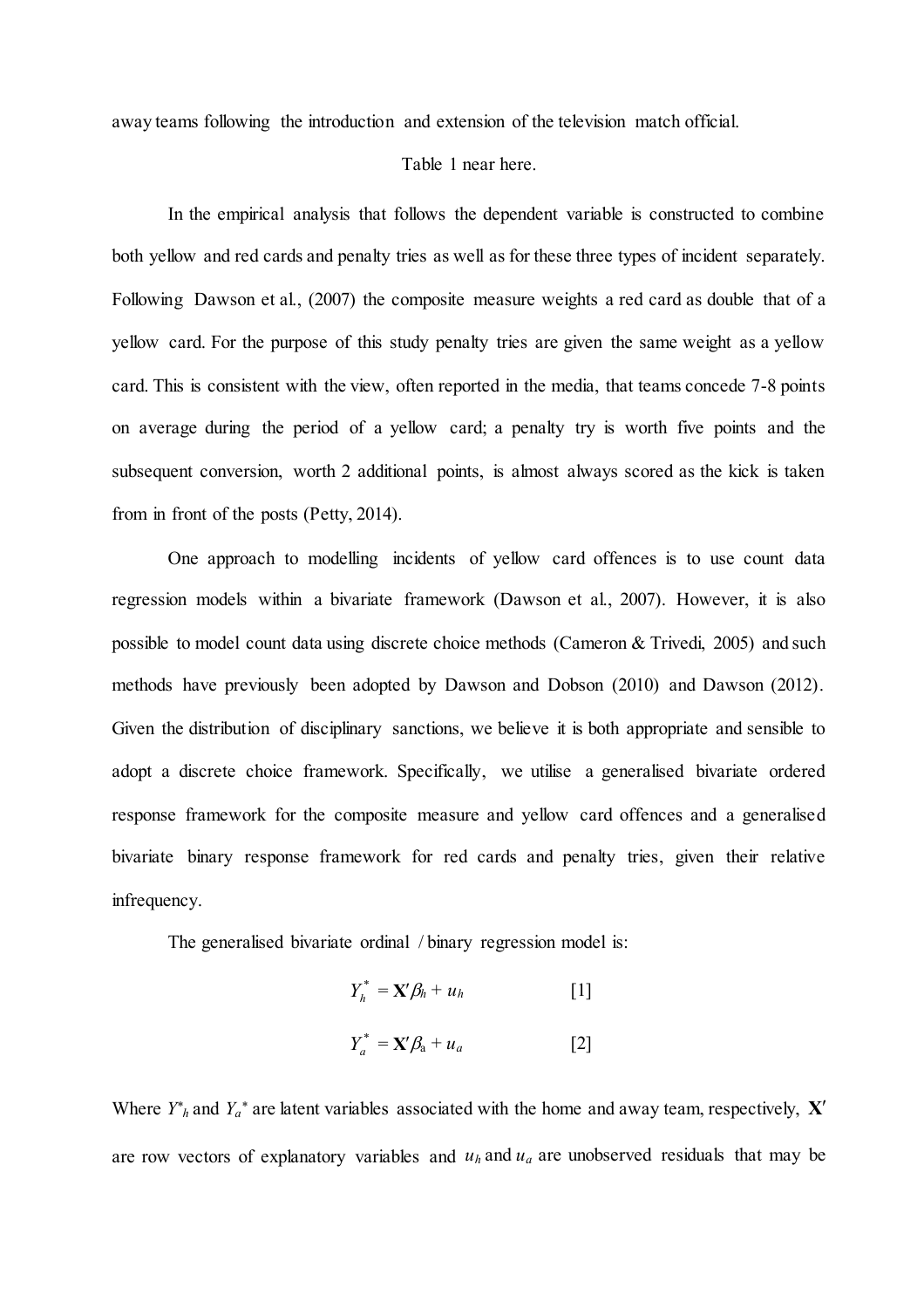away teams following the introduction and extension of the television match official.

Table 1 near here.

In the empirical analysis that follows the dependent variable is constructed to combine both yellow and red cards and penalty tries as well as for these three types of incident separately. Following Dawson et al., (2007) the composite measure weights a red card as double that of a yellow card. For the purpose of this study penalty tries are given the same weight as a yellow card. This is consistent with the view, often reported in the media, that teams concede 7-8 points on average during the period of a yellow card; a penalty try is worth five points and the subsequent conversion, worth 2 additional points, is almost always scored as the kick is taken from in front of the posts (Petty, 2014).

One approach to modelling incidents of yellow card offences is to use count data regression models within a bivariate framework (Dawson et al., 2007). However, it is also possible to model count data using discrete choice methods (Cameron & Trivedi, 2005) and such methods have previously been adopted by Dawson and Dobson (2010) and Dawson (2012). Given the distribution of disciplinary sanctions, we believe it is both appropriate and sensible to adopt a discrete choice framework. Specifically, we utilise a generalised bivariate ordered response framework for the composite measure and yellow card offences and a generalised bivariate binary response framework for red cards and penalty tries, given their relative infrequency.

The generalised bivariate ordinal / binary regression model is:

$$Y_h^* = \mathbf{X}'\beta_h + u_h \qquad [1]$$

$$Y_a^* = \mathbf{X}'\beta_a + u_a \qquad [2]$$

Where $Y^*_h$ and $Y_a^*$ are latent variables associated with the home and away team, respectively, $\mathbf{X}'$ are row vectors of explanatory variables and $u_h$ and $u_a$ are unobserved residuals that may be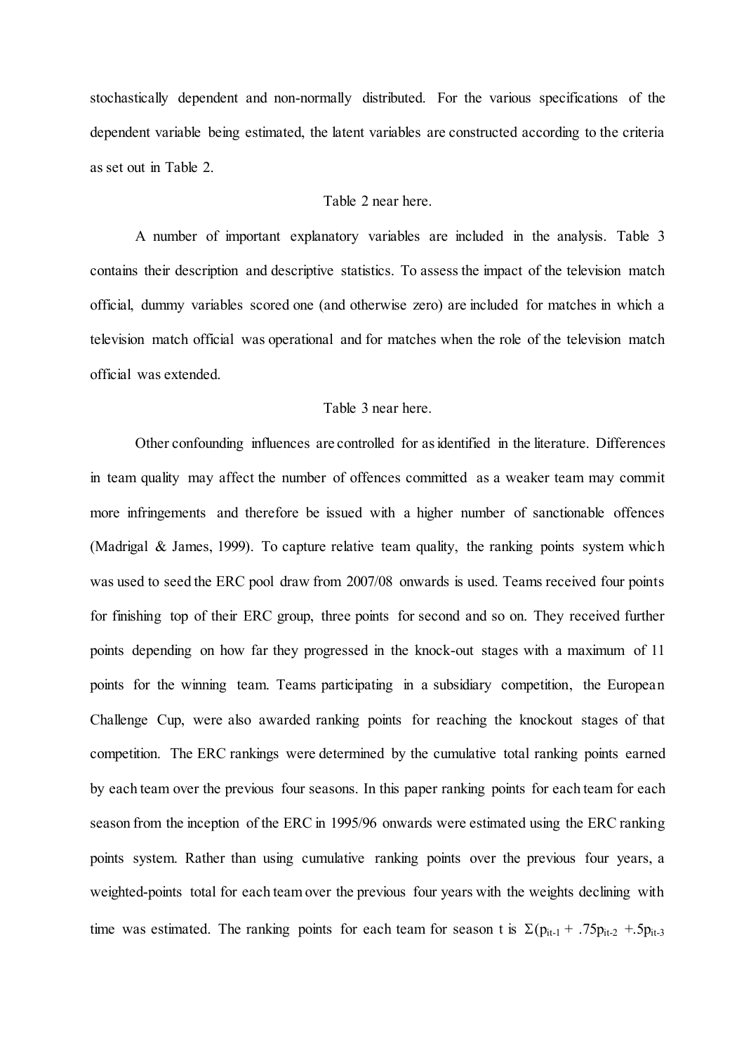stochastically dependent and non-normally distributed. For the various specifications of the dependent variable being estimated, the latent variables are constructed according to the criteria as set out in Table 2.

Table 2 near here.

A number of important explanatory variables are included in the analysis. Table 3 contains their description and descriptive statistics. To assess the impact of the television match official, dummy variables scored one (and otherwise zero) are included for matches in which a television match official was operational and for matches when the role of the television match official was extended.

Table 3 near here.

Other confounding influences are controlled for as identified in the literature. Differences in team quality may affect the number of offences committed as a weaker team may commit more infringements and therefore be issued with a higher number of sanctionable offences (Madrigal & James, 1999). To capture relative team quality, the ranking points system which was used to seed the ERC pool draw from 2007/08 onwards is used. Teams received four points for finishing top of their ERC group, three points for second and so on. They received further points depending on how far they progressed in the knock-out stages with a maximum of 11 points for the winning team. Teams participating in a subsidiary competition, the European Challenge Cup, were also awarded ranking points for reaching the knockout stages of that competition. The ERC rankings were determined by the cumulative total ranking points earned by each team over the previous four seasons. In this paper ranking points for each team for each season from the inception of the ERC in 1995/96 onwards were estimated using the ERC ranking points system. Rather than using cumulative ranking points over the previous four years, a weighted-points total for each team over the previous four years with the weights declining with time was estimated. The ranking points for each team for season t is $\Sigma(p_{it-1} + .75p_{it-2} + .5p_{it-3}$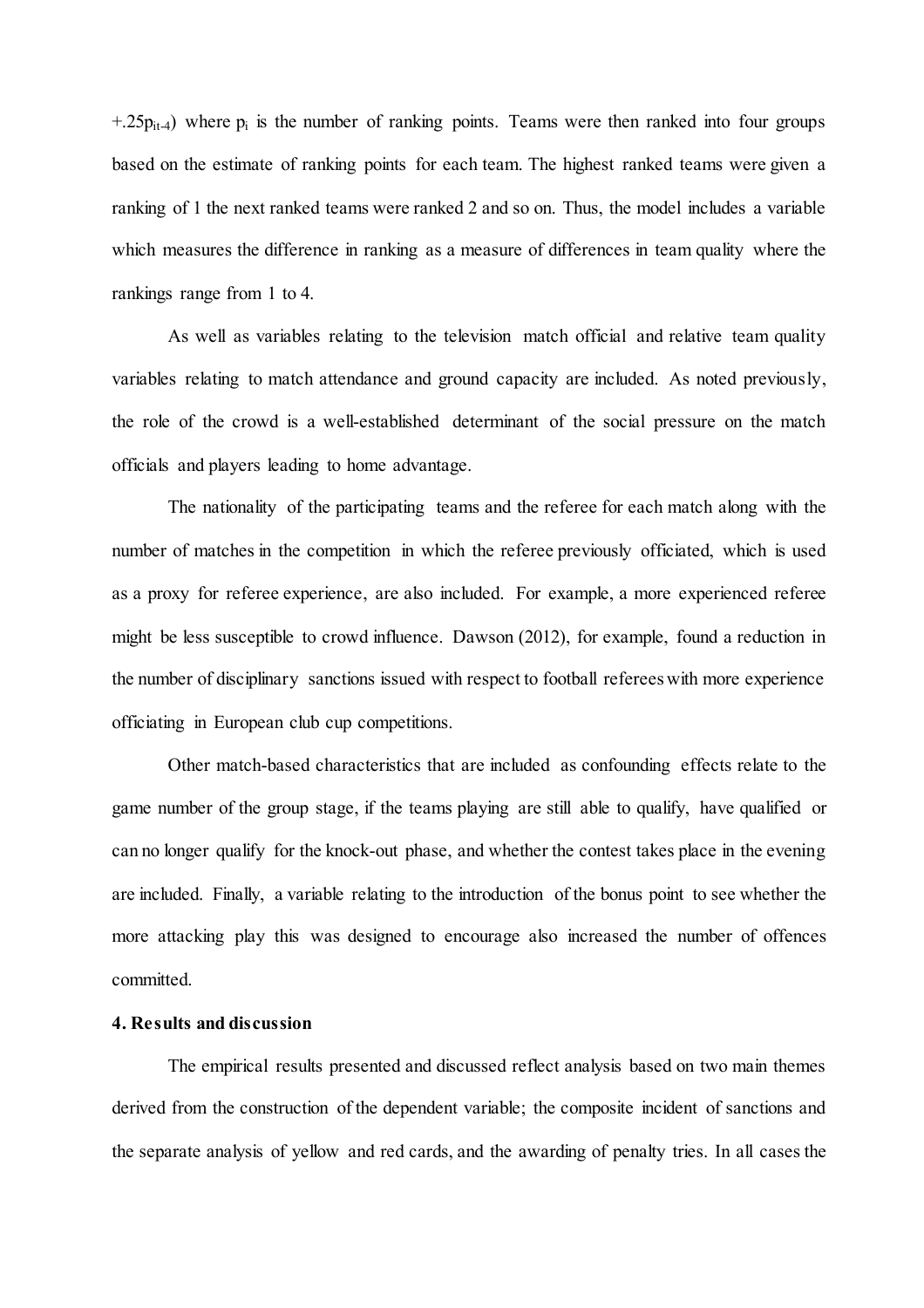$+.25p_{it-4}$) where $p_i$ is the number of ranking points. Teams were then ranked into four groups based on the estimate of ranking points for each team. The highest ranked teams were given a ranking of 1 the next ranked teams were ranked 2 and so on. Thus, the model includes a variable which measures the difference in ranking as a measure of differences in team quality where the rankings range from 1 to 4.

As well as variables relating to the television match official and relative team quality variables relating to match attendance and ground capacity are included. As noted previously, the role of the crowd is a well-established determinant of the social pressure on the match officials and players leading to home advantage.

The nationality of the participating teams and the referee for each match along with the number of matches in the competition in which the referee previously officiated, which is used as a proxy for referee experience, are also included. For example, a more experienced referee might be less susceptible to crowd influence. Dawson (2012), for example, found a reduction in the number of disciplinary sanctions issued with respect to football referees with more experience officiating in European club cup competitions.

Other match-based characteristics that are included as confounding effects relate to the game number of the group stage, if the teams playing are still able to qualify, have qualified or can no longer qualify for the knock-out phase, and whether the contest takes place in the evening are included. Finally, a variable relating to the introduction of the bonus point to see whether the more attacking play this was designed to encourage also increased the number of offences committed.

**4. Results and discussion**

The empirical results presented and discussed reflect analysis based on two main themes derived from the construction of the dependent variable; the composite incident of sanctions and the separate analysis of yellow and red cards, and the awarding of penalty tries. In all cases the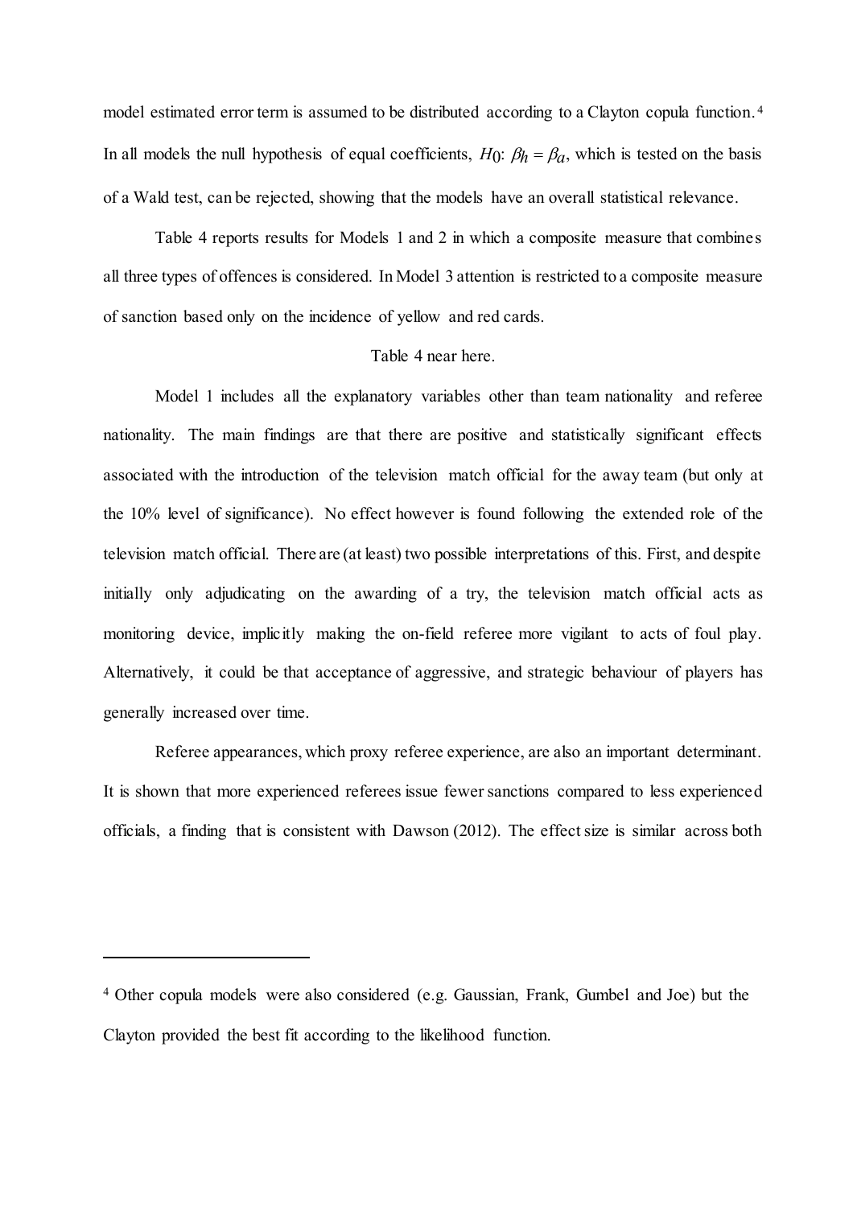model estimated error term is assumed to be distributed according to a Clayton copula function.[4] In all models the null hypothesis of equal coefficients, $H_0$: $\beta_h = \beta_a$, which is tested on the basis of a Wald test, can be rejected, showing that the models have an overall statistical relevance.

Table 4 reports results for Models 1 and 2 in which a composite measure that combines all three types of offences is considered. In Model 3 attention is restricted to a composite measure of sanction based only on the incidence of yellow and red cards.

Table 4 near here.

Model 1 includes all the explanatory variables other than team nationality and referee nationality. The main findings are that there are positive and statistically significant effects associated with the introduction of the television match official for the away team (but only at the 10% level of significance). No effect however is found following the extended role of the television match official. There are (at least) two possible interpretations of this. First, and despite initially only adjudicating on the awarding of a try, the television match official acts as monitoring device, implicitly making the on-field referee more vigilant to acts of foul play. Alternatively, it could be that acceptance of aggressive, and strategic behaviour of players has generally increased over time.

Referee appearances, which proxy referee experience, are also an important determinant. It is shown that more experienced referees issue fewer sanctions compared to less experienced officials, a finding that is consistent with Dawson (2012). The effect size is similar across both

---

[4] Other copula models were also considered (e.g. Gaussian, Frank, Gumbel and Joe) but the Clayton provided the best fit according to the likelihood function.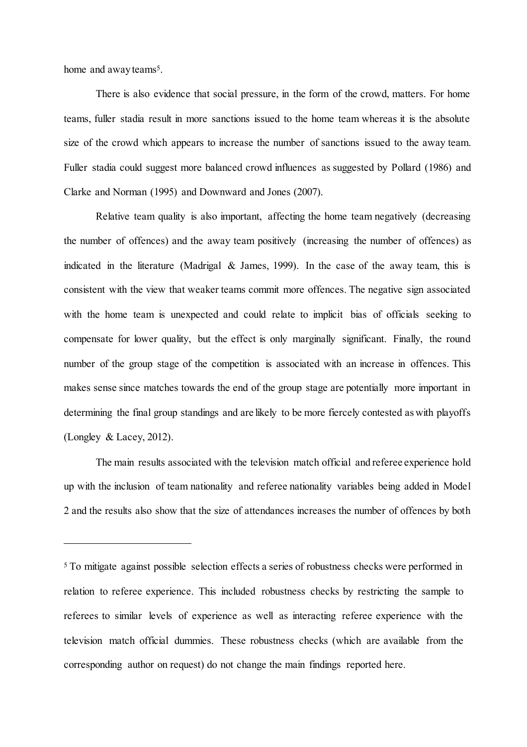home and away teams[5].

There is also evidence that social pressure, in the form of the crowd, matters. For home teams, fuller stadia result in more sanctions issued to the home team whereas it is the absolute size of the crowd which appears to increase the number of sanctions issued to the away team. Fuller stadia could suggest more balanced crowd influences as suggested by Pollard (1986) and Clarke and Norman (1995) and Downward and Jones (2007).

Relative team quality is also important, affecting the home team negatively (decreasing the number of offences) and the away team positively (increasing the number of offences) as indicated in the literature (Madrigal & James, 1999). In the case of the away team, this is consistent with the view that weaker teams commit more offences. The negative sign associated with the home team is unexpected and could relate to implicit bias of officials seeking to compensate for lower quality, but the effect is only marginally significant. Finally, the round number of the group stage of the competition is associated with an increase in offences. This makes sense since matches towards the end of the group stage are potentially more important in determining the final group standings and are likely to be more fiercely contested as with playoffs (Longley & Lacey, 2012).

The main results associated with the television match official and referee experience hold up with the inclusion of team nationality and referee nationality variables being added in Model 2 and the results also show that the size of attendances increases the number of offences by both

---

[5] To mitigate against possible selection effects a series of robustness checks were performed in relation to referee experience. This included robustness checks by restricting the sample to referees to similar levels of experience as well as interacting referee experience with the television match official dummies. These robustness checks (which are available from the corresponding author on request) do not change the main findings reported here.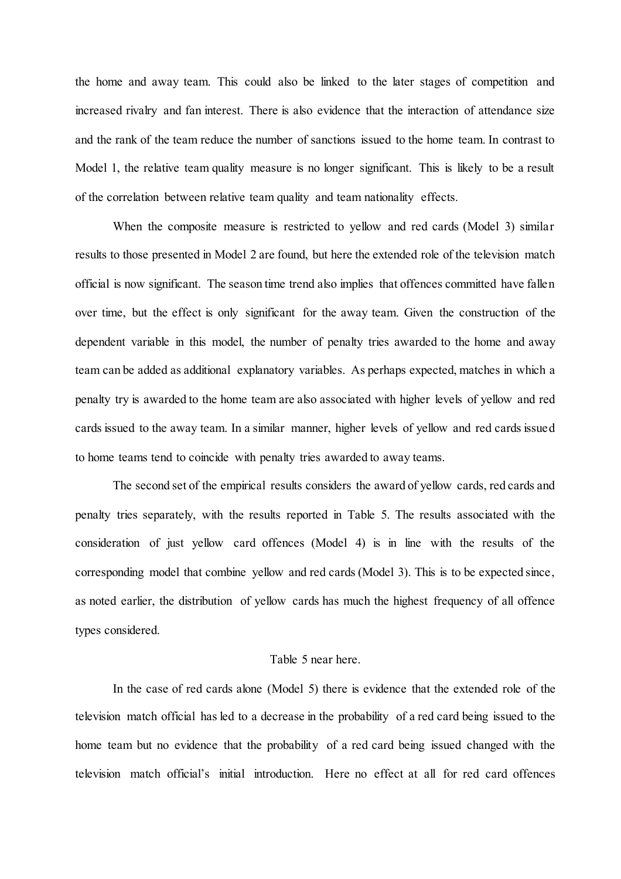the home and away team. This could also be linked to the later stages of competition and increased rivalry and fan interest. There is also evidence that the interaction of attendance size and the rank of the team reduce the number of sanctions issued to the home team. In contrast to Model 1, the relative team quality measure is no longer significant. This is likely to be a result of the correlation between relative team quality and team nationality effects.

When the composite measure is restricted to yellow and red cards (Model 3) similar results to those presented in Model 2 are found, but here the extended role of the television match official is now significant. The season time trend also implies that offences committed have fallen over time, but the effect is only significant for the away team. Given the construction of the dependent variable in this model, the number of penalty tries awarded to the home and away team can be added as additional explanatory variables. As perhaps expected, matches in which a penalty try is awarded to the home team are also associated with higher levels of yellow and red cards issued to the away team. In a similar manner, higher levels of yellow and red cards issued to home teams tend to coincide with penalty tries awarded to away teams.

The second set of the empirical results considers the award of yellow cards, red cards and penalty tries separately, with the results reported in Table 5. The results associated with the consideration of just yellow card offences (Model 4) is in line with the results of the corresponding model that combine yellow and red cards (Model 3). This is to be expected since, as noted earlier, the distribution of yellow cards has much the highest frequency of all offence types considered.

Table 5 near here.

In the case of red cards alone (Model 5) there is evidence that the extended role of the television match official has led to a decrease in the probability of a red card being issued to the home team but no evidence that the probability of a red card being issued changed with the television match official's initial introduction. Here no effect at all for red card offences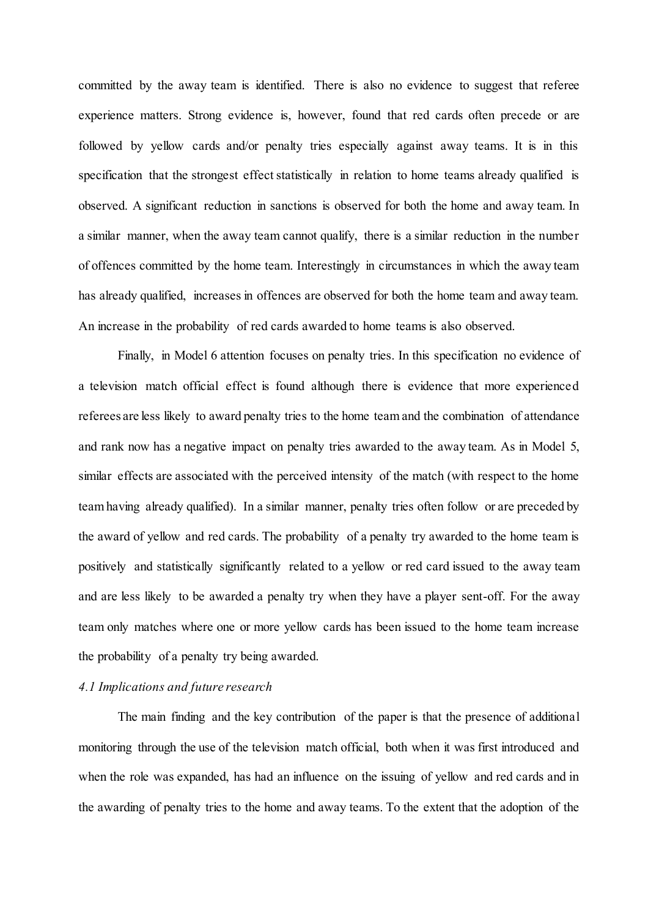committed by the away team is identified. There is also no evidence to suggest that referee experience matters. Strong evidence is, however, found that red cards often precede or are followed by yellow cards and/or penalty tries especially against away teams. It is in this specification that the strongest effect statistically in relation to home teams already qualified is observed. A significant reduction in sanctions is observed for both the home and away team. In a similar manner, when the away team cannot qualify, there is a similar reduction in the number of offences committed by the home team. Interestingly in circumstances in which the away team has already qualified, increases in offences are observed for both the home team and away team. An increase in the probability of red cards awarded to home teams is also observed.

Finally, in Model 6 attention focuses on penalty tries. In this specification no evidence of a television match official effect is found although there is evidence that more experienced referees are less likely to award penalty tries to the home team and the combination of attendance and rank now has a negative impact on penalty tries awarded to the away team. As in Model 5, similar effects are associated with the perceived intensity of the match (with respect to the home team having already qualified). In a similar manner, penalty tries often follow or are preceded by the award of yellow and red cards. The probability of a penalty try awarded to the home team is positively and statistically significantly related to a yellow or red card issued to the away team and are less likely to be awarded a penalty try when they have a player sent-off. For the away team only matches where one or more yellow cards has been issued to the home team increase the probability of a penalty try being awarded.

### *4.1 Implications and future research*

The main finding and the key contribution of the paper is that the presence of additional monitoring through the use of the television match official, both when it was first introduced and when the role was expanded, has had an influence on the issuing of yellow and red cards and in the awarding of penalty tries to the home and away teams. To the extent that the adoption of the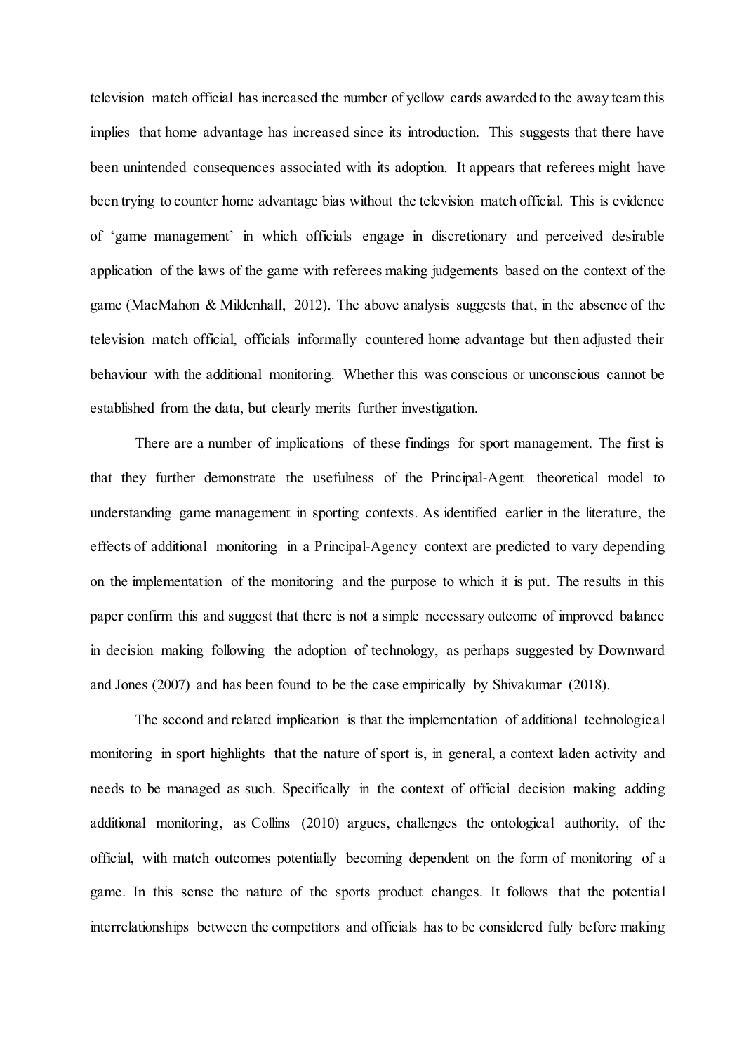television match official has increased the number of yellow cards awarded to the away team this implies that home advantage has increased since its introduction. This suggests that there have been unintended consequences associated with its adoption. It appears that referees might have been trying to counter home advantage bias without the television match official. This is evidence of 'game management' in which officials engage in discretionary and perceived desirable application of the laws of the game with referees making judgements based on the context of the game (MacMahon & Mildenhall, 2012). The above analysis suggests that, in the absence of the television match official, officials informally countered home advantage but then adjusted their behaviour with the additional monitoring. Whether this was conscious or unconscious cannot be established from the data, but clearly merits further investigation.

There are a number of implications of these findings for sport management. The first is that they further demonstrate the usefulness of the Principal-Agent theoretical model to understanding game management in sporting contexts. As identified earlier in the literature, the effects of additional monitoring in a Principal-Agency context are predicted to vary depending on the implementation of the monitoring and the purpose to which it is put. The results in this paper confirm this and suggest that there is not a simple necessary outcome of improved balance in decision making following the adoption of technology, as perhaps suggested by Downward and Jones (2007) and has been found to be the case empirically by Shivakumar (2018).

The second and related implication is that the implementation of additional technological monitoring in sport highlights that the nature of sport is, in general, a context laden activity and needs to be managed as such. Specifically in the context of official decision making adding additional monitoring, as Collins (2010) argues, challenges the ontological authority, of the official, with match outcomes potentially becoming dependent on the form of monitoring of a game. In this sense the nature of the sports product changes. It follows that the potential interrelationships between the competitors and officials has to be considered fully before making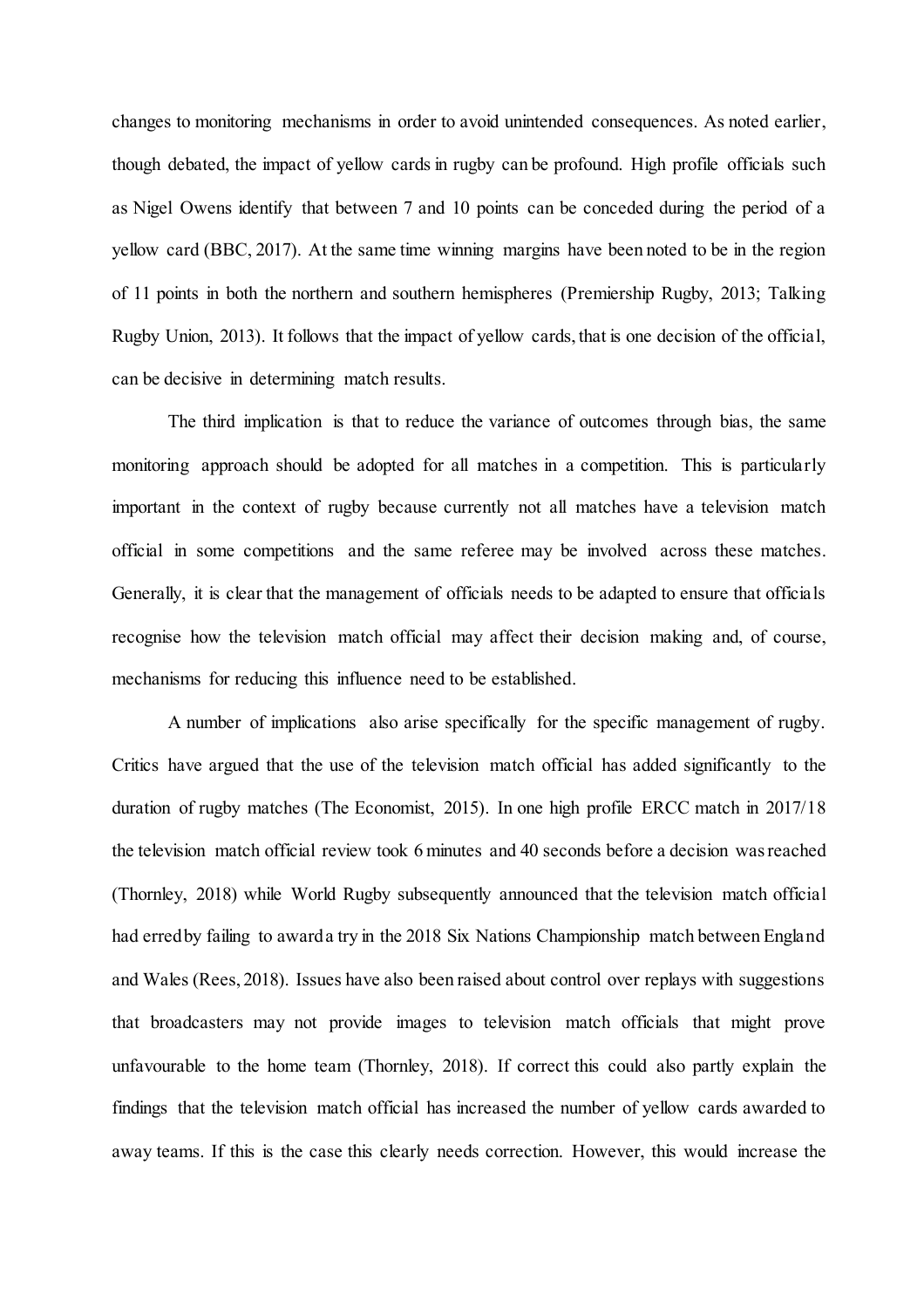changes to monitoring mechanisms in order to avoid unintended consequences. As noted earlier, though debated, the impact of yellow cards in rugby can be profound. High profile officials such as Nigel Owens identify that between 7 and 10 points can be conceded during the period of a yellow card (BBC, 2017). At the same time winning margins have been noted to be in the region of 11 points in both the northern and southern hemispheres (Premiership Rugby, 2013; Talking Rugby Union, 2013). It follows that the impact of yellow cards, that is one decision of the official, can be decisive in determining match results.

The third implication is that to reduce the variance of outcomes through bias, the same monitoring approach should be adopted for all matches in a competition. This is particularly important in the context of rugby because currently not all matches have a television match official in some competitions and the same referee may be involved across these matches. Generally, it is clear that the management of officials needs to be adapted to ensure that officials recognise how the television match official may affect their decision making and, of course, mechanisms for reducing this influence need to be established.

A number of implications also arise specifically for the specific management of rugby. Critics have argued that the use of the television match official has added significantly to the duration of rugby matches (The Economist, 2015). In one high profile ERCC match in 2017/18 the television match official review took 6 minutes and 40 seconds before a decision was reached (Thornley, 2018) while World Rugby subsequently announced that the television match official had erred by failing to award a try in the 2018 Six Nations Championship match between England and Wales (Rees, 2018). Issues have also been raised about control over replays with suggestions that broadcasters may not provide images to television match officials that might prove unfavourable to the home team (Thornley, 2018). If correct this could also partly explain the findings that the television match official has increased the number of yellow cards awarded to away teams. If this is the case this clearly needs correction. However, this would increase the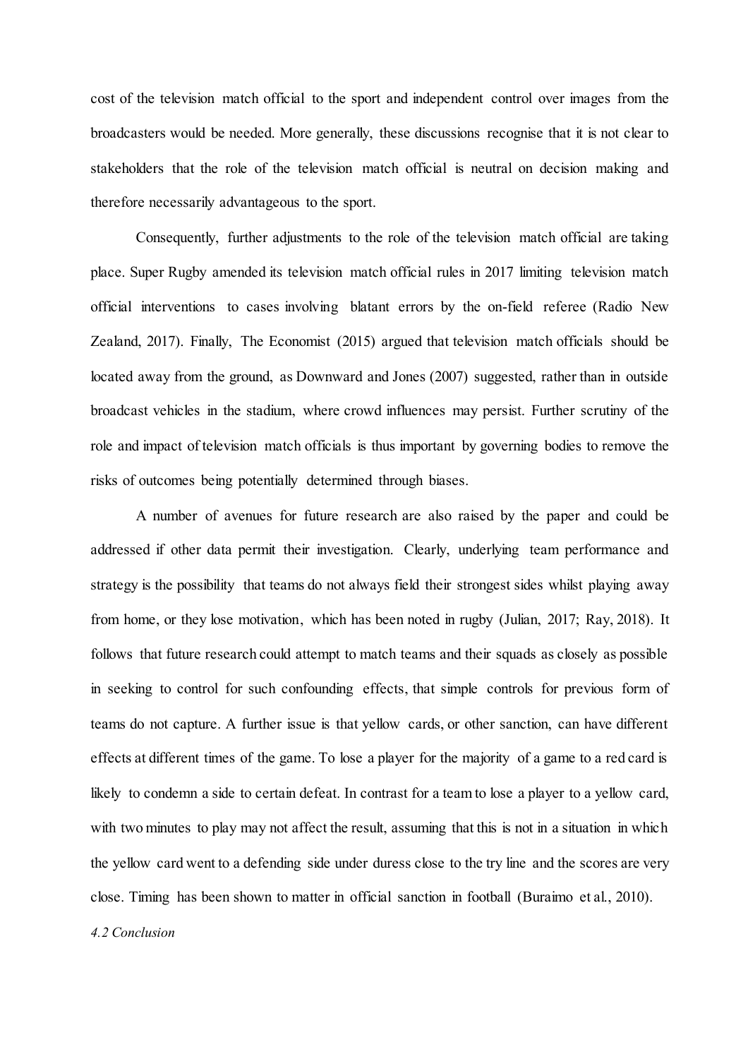cost of the television match official to the sport and independent control over images from the broadcasters would be needed. More generally, these discussions recognise that it is not clear to stakeholders that the role of the television match official is neutral on decision making and therefore necessarily advantageous to the sport.

Consequently, further adjustments to the role of the television match official are taking place. Super Rugby amended its television match official rules in 2017 limiting television match official interventions to cases involving blatant errors by the on-field referee (Radio New Zealand, 2017). Finally, The Economist (2015) argued that television match officials should be located away from the ground, as Downward and Jones (2007) suggested, rather than in outside broadcast vehicles in the stadium, where crowd influences may persist. Further scrutiny of the role and impact of television match officials is thus important by governing bodies to remove the risks of outcomes being potentially determined through biases.

A number of avenues for future research are also raised by the paper and could be addressed if other data permit their investigation. Clearly, underlying team performance and strategy is the possibility that teams do not always field their strongest sides whilst playing away from home, or they lose motivation, which has been noted in rugby (Julian, 2017; Ray, 2018). It follows that future research could attempt to match teams and their squads as closely as possible in seeking to control for such confounding effects, that simple controls for previous form of teams do not capture. A further issue is that yellow cards, or other sanction, can have different effects at different times of the game. To lose a player for the majority of a game to a red card is likely to condemn a side to certain defeat. In contrast for a team to lose a player to a yellow card, with two minutes to play may not affect the result, assuming that this is not in a situation in which the yellow card went to a defending side under duress close to the try line and the scores are very close. Timing has been shown to matter in official sanction in football (Buraimo et al., 2010).

### *4.2 Conclusion*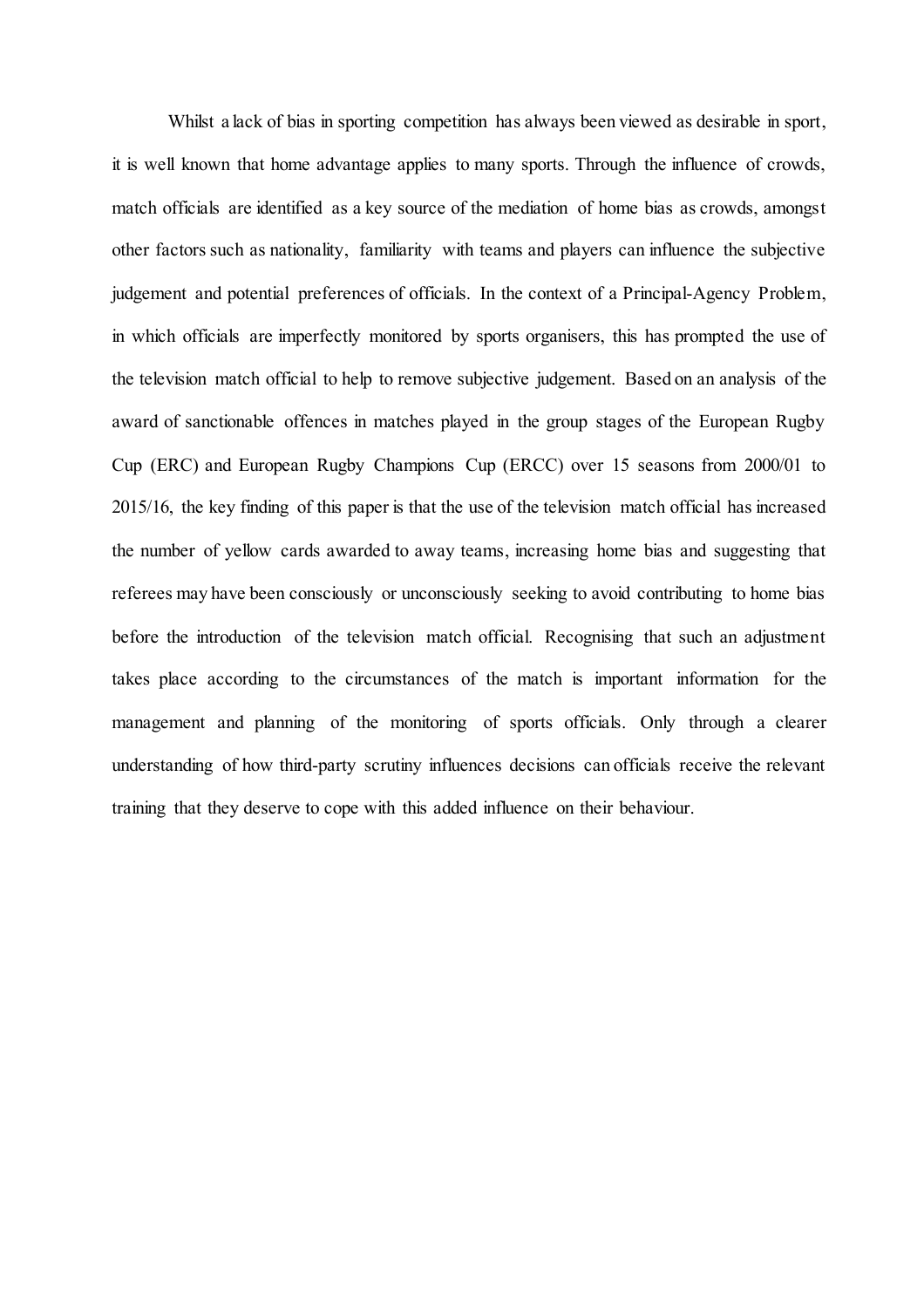Whilst a lack of bias in sporting competition has always been viewed as desirable in sport, it is well known that home advantage applies to many sports. Through the influence of crowds, match officials are identified as a key source of the mediation of home bias as crowds, amongst other factors such as nationality, familiarity with teams and players can influence the subjective judgement and potential preferences of officials. In the context of a Principal-Agency Problem, in which officials are imperfectly monitored by sports organisers, this has prompted the use of the television match official to help to remove subjective judgement. Based on an analysis of the award of sanctionable offences in matches played in the group stages of the European Rugby Cup (ERC) and European Rugby Champions Cup (ERCC) over 15 seasons from 2000/01 to 2015/16, the key finding of this paper is that the use of the television match official has increased the number of yellow cards awarded to away teams, increasing home bias and suggesting that referees may have been consciously or unconsciously seeking to avoid contributing to home bias before the introduction of the television match official. Recognising that such an adjustment takes place according to the circumstances of the match is important information for the management and planning of the monitoring of sports officials. Only through a clearer understanding of how third-party scrutiny influences decisions can officials receive the relevant training that they deserve to cope with this added influence on their behaviour.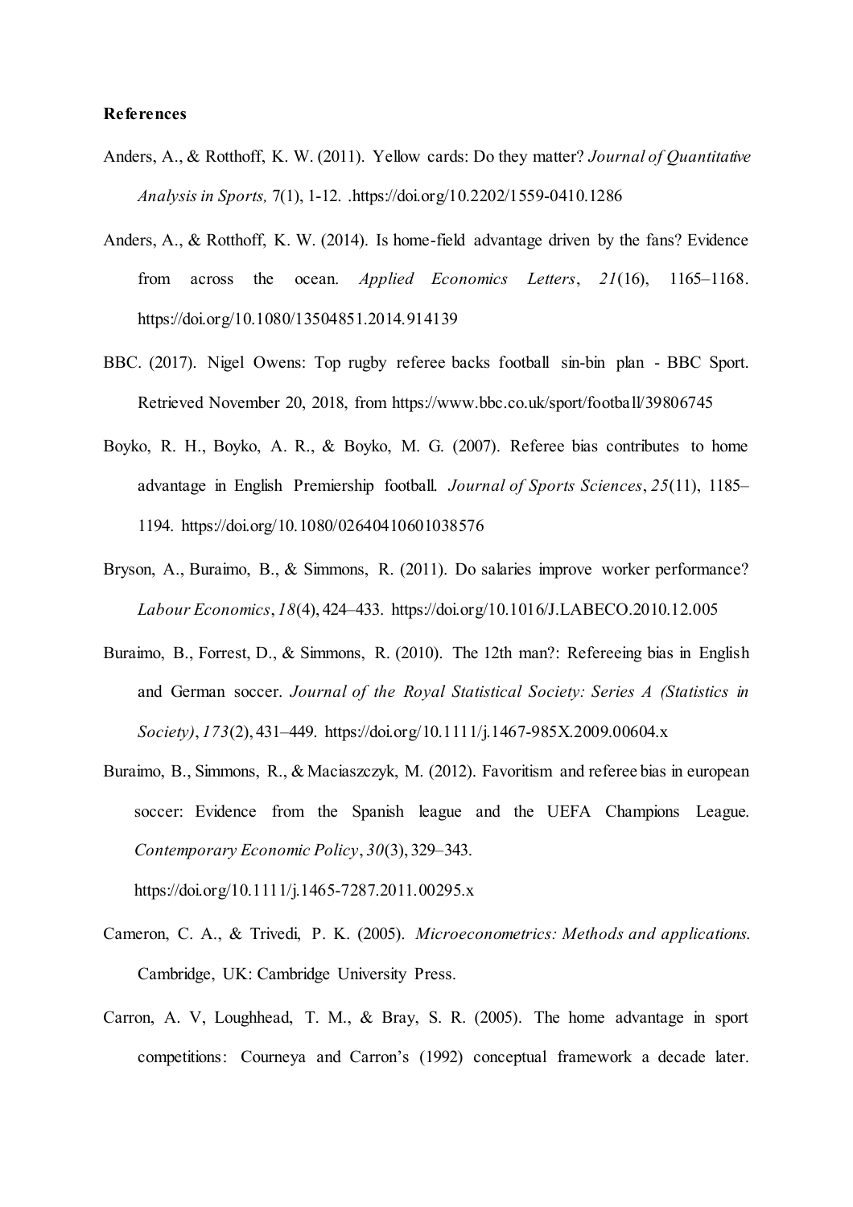**References**

Anders, A., & Rotthoff, K. W. (2011). Yellow cards: Do they matter? *Journal of Quantitative Analysis in Sports,* 7(1), 1-12. .https://doi.org/10.2202/1559-0410.1286

Anders, A., & Rotthoff, K. W. (2014). Is home-field advantage driven by the fans? Evidence from across the ocean. *Applied Economics Letters*, *21*(16), 1165–1168. https://doi.org/10.1080/13504851.2014.914139

BBC. (2017). Nigel Owens: Top rugby referee backs football sin-bin plan - BBC Sport. Retrieved November 20, 2018, from https://www.bbc.co.uk/sport/football/39806745

Boyko, R. H., Boyko, A. R., & Boyko, M. G. (2007). Referee bias contributes to home advantage in English Premiership football. *Journal of Sports Sciences*, *25*(11), 1185–1194. https://doi.org/10.1080/02640410601038576

Bryson, A., Buraimo, B., & Simmons, R. (2011). Do salaries improve worker performance? *Labour Economics*, *18*(4), 424–433. https://doi.org/10.1016/J.LABECO.2010.12.005

Buraimo, B., Forrest, D., & Simmons, R. (2010). The 12th man?: Refereeing bias in English and German soccer. *Journal of the Royal Statistical Society: Series A (Statistics in Society)*, *173*(2), 431–449. https://doi.org/10.1111/j.1467-985X.2009.00604.x

Buraimo, B., Simmons, R., & Maciaszczyk, M. (2012). Favoritism and referee bias in european soccer: Evidence from the Spanish league and the UEFA Champions League. *Contemporary Economic Policy*, *30*(3), 329–343. https://doi.org/10.1111/j.1465-7287.2011.00295.x

Cameron, C. A., & Trivedi, P. K. (2005). *Microeconometrics: Methods and applications*. Cambridge, UK: Cambridge University Press.

Carron, A. V, Loughhead, T. M., & Bray, S. R. (2005). The home advantage in sport competitions: Courneya and Carron's (1992) conceptual framework a decade later.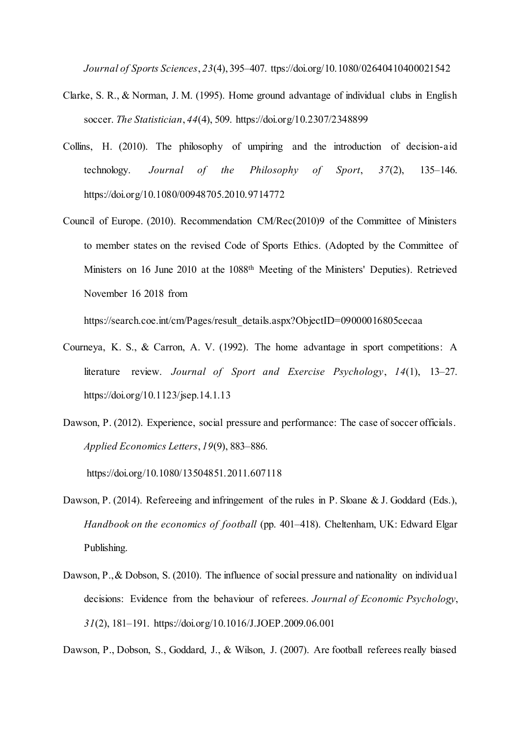*Journal of Sports Sciences*, *23*(4), 395–407. ttps://doi.org/10.1080/02640410400021542

Clarke, S. R., & Norman, J. M. (1995). Home ground advantage of individual clubs in English soccer. *The Statistician*, *44*(4), 509. https://doi.org/10.2307/2348899

Collins, H. (2010). The philosophy of umpiring and the introduction of decision-aid technology. *Journal of the Philosophy of Sport*, *37*(2), 135–146. https://doi.org/10.1080/00948705.2010.9714772

Council of Europe. (2010). Recommendation CM/Rec(2010)9 of the Committee of Ministers to member states on the revised Code of Sports Ethics. (Adopted by the Committee of Ministers on 16 June 2010 at the 1088th Meeting of the Ministers' Deputies). Retrieved November 16 2018 from

https://search.coe.int/cm/Pages/result_details.aspx?ObjectID=09000016805cecaa

Courneya, K. S., & Carron, A. V. (1992). The home advantage in sport competitions: A literature review. *Journal of Sport and Exercise Psychology*, *14*(1), 13–27. https://doi.org/10.1123/jsep.14.1.13

Dawson, P. (2012). Experience, social pressure and performance: The case of soccer officials. *Applied Economics Letters*, *19*(9), 883–886.

https://doi.org/10.1080/13504851.2011.607118

Dawson, P. (2014). Refereeing and infringement of the rules in P. Sloane & J. Goddard (Eds.), *Handbook on the economics of football* (pp. 401–418). Cheltenham, UK: Edward Elgar Publishing.

Dawson, P., & Dobson, S. (2010). The influence of social pressure and nationality on individual decisions: Evidence from the behaviour of referees. *Journal of Economic Psychology*, *31*(2), 181–191. https://doi.org/10.1016/J.JOEP.2009.06.001

Dawson, P., Dobson, S., Goddard, J., & Wilson, J. (2007). Are football referees really biased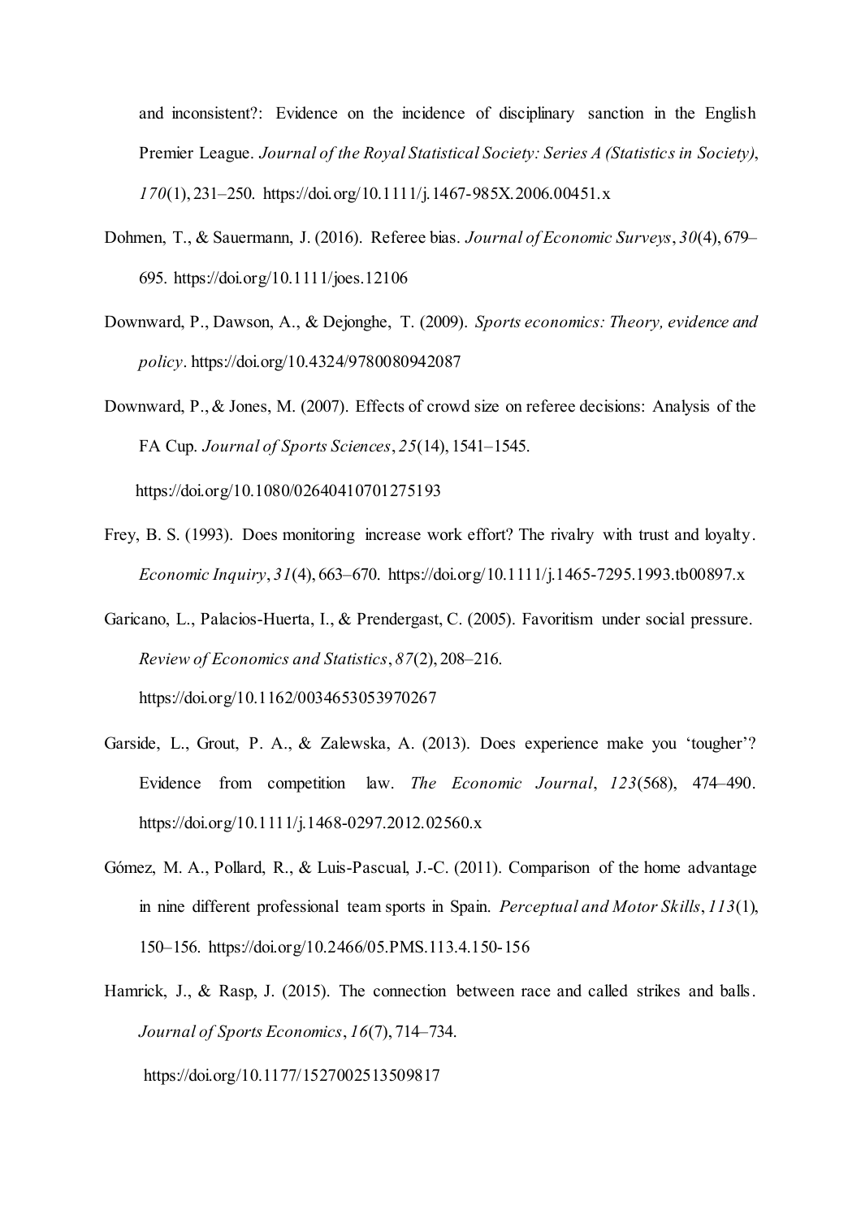and inconsistent?: Evidence on the incidence of disciplinary sanction in the English Premier League. *Journal of the Royal Statistical Society: Series A (Statistics in Society)*, *170*(1), 231–250. https://doi.org/10.1111/j.1467-985X.2006.00451.x

Dohmen, T., & Sauermann, J. (2016). Referee bias. *Journal of Economic Surveys*, *30*(4), 679–695. https://doi.org/10.1111/joes.12106

Downward, P., Dawson, A., & Dejonghe, T. (2009). *Sports economics: Theory, evidence and policy*. https://doi.org/10.4324/9780080942087

Downward, P., & Jones, M. (2007). Effects of crowd size on referee decisions: Analysis of the FA Cup. *Journal of Sports Sciences*, *25*(14), 1541–1545. https://doi.org/10.1080/02640410701275193

Frey, B. S. (1993). Does monitoring increase work effort? The rivalry with trust and loyalty. *Economic Inquiry*, *31*(4), 663–670. https://doi.org/10.1111/j.1465-7295.1993.tb00897.x

Garicano, L., Palacios-Huerta, I., & Prendergast, C. (2005). Favoritism under social pressure. *Review of Economics and Statistics*, *87*(2), 208–216. https://doi.org/10.1162/0034653053970267

Garside, L., Grout, P. A., & Zalewska, A. (2013). Does experience make you 'tougher'? Evidence from competition law. *The Economic Journal*, *123*(568), 474–490. https://doi.org/10.1111/j.1468-0297.2012.02560.x

Gómez, M. A., Pollard, R., & Luis-Pascual, J.-C. (2011). Comparison of the home advantage in nine different professional team sports in Spain. *Perceptual and Motor Skills*, *113*(1), 150–156. https://doi.org/10.2466/05.PMS.113.4.150-156

Hamrick, J., & Rasp, J. (2015). The connection between race and called strikes and balls. *Journal of Sports Economics*, *16*(7), 714–734. https://doi.org/10.1177/1527002513509817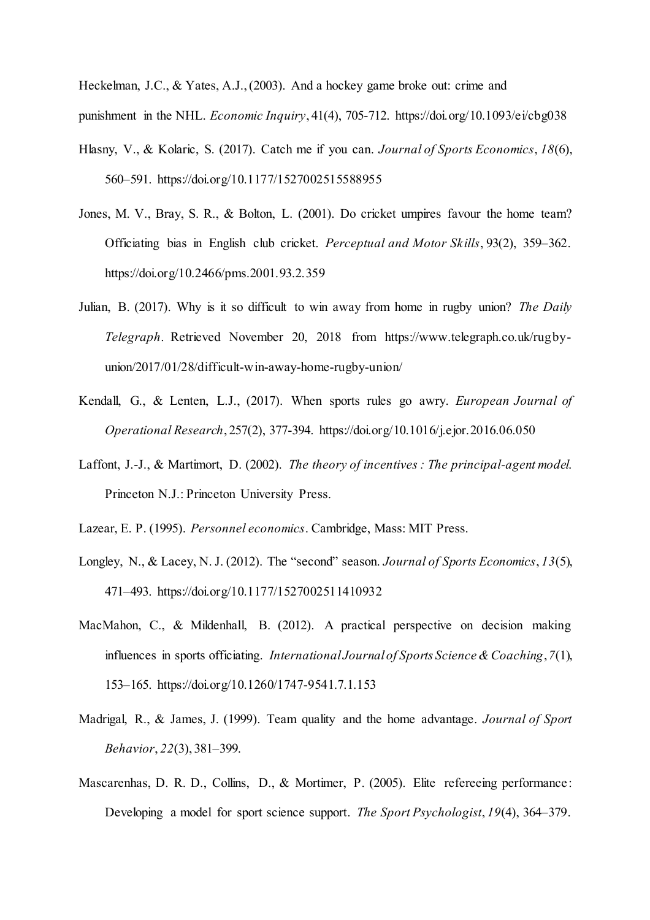Heckelman, J.C., & Yates, A.J., (2003). And a hockey game broke out: crime and punishment in the NHL. *Economic Inquiry*, 41(4), 705-712. https://doi.org/10.1093/ei/cbg038

Hlasny, V., & Kolaric, S. (2017). Catch me if you can. *Journal of Sports Economics*, *18*(6), 560–591. https://doi.org/10.1177/1527002515588955

Jones, M. V., Bray, S. R., & Bolton, L. (2001). Do cricket umpires favour the home team? Officiating bias in English club cricket. *Perceptual and Motor Skills*, 93(2), 359–362. https://doi.org/10.2466/pms.2001.93.2.359

Julian, B. (2017). Why is it so difficult to win away from home in rugby union? *The Daily Telegraph*. Retrieved November 20, 2018 from https://www.telegraph.co.uk/rugby-union/2017/01/28/difficult-win-away-home-rugby-union/

Kendall, G., & Lenten, L.J., (2017). When sports rules go awry. *European Journal of Operational Research*, 257(2), 377-394. https://doi.org/10.1016/j.ejor.2016.06.050

Laffont, J.-J., & Martimort, D. (2002). *The theory of incentives : The principal-agent model*. Princeton N.J.: Princeton University Press.

Lazear, E. P. (1995). *Personnel economics*. Cambridge, Mass: MIT Press.

Longley, N., & Lacey, N. J. (2012). The "second" season. *Journal of Sports Economics*, *13*(5), 471–493. https://doi.org/10.1177/1527002511410932

MacMahon, C., & Mildenhall, B. (2012). A practical perspective on decision making influences in sports officiating. *International Journal of Sports Science & Coaching*, *7*(1), 153–165. https://doi.org/10.1260/1747-9541.7.1.153

Madrigal, R., & James, J. (1999). Team quality and the home advantage. *Journal of Sport Behavior*, *22*(3), 381–399.

Mascarenhas, D. R. D., Collins, D., & Mortimer, P. (2005). Elite refereeing performance: Developing a model for sport science support. *The Sport Psychologist*, *19*(4), 364–379.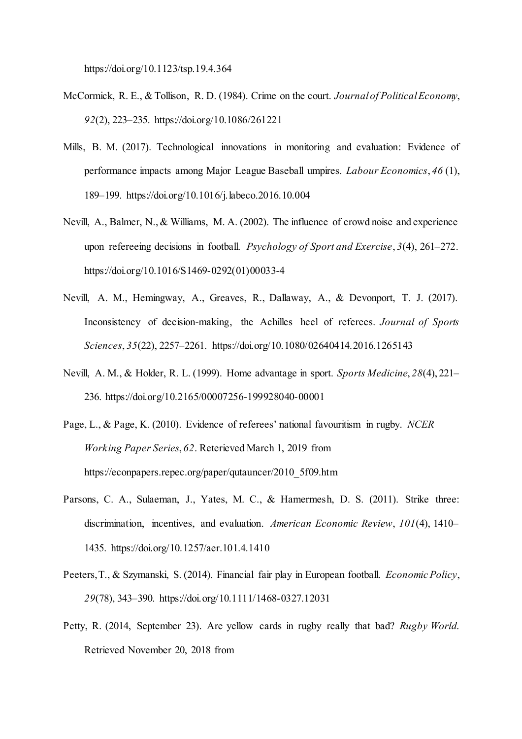https://doi.org/10.1123/tsp.19.4.364

McCormick, R. E., & Tollison, R. D. (1984). Crime on the court. *Journal of Political Economy*, *92*(2), 223–235. https://doi.org/10.1086/261221

Mills, B. M. (2017). Technological innovations in monitoring and evaluation: Evidence of performance impacts among Major League Baseball umpires. *Labour Economics*, *46* (1), 189–199. https://doi.org/10.1016/j.labeco.2016.10.004

Nevill, A., Balmer, N., & Williams, M. A. (2002). The influence of crowd noise and experience upon refereeing decisions in football. *Psychology of Sport and Exercise*, *3*(4), 261–272. https://doi.org/10.1016/S1469-0292(01)00033-4

Nevill, A. M., Hemingway, A., Greaves, R., Dallaway, A., & Devonport, T. J. (2017). Inconsistency of decision-making, the Achilles heel of referees. *Journal of Sports Sciences*, *35*(22), 2257–2261. https://doi.org/10.1080/02640414.2016.1265143

Nevill, A. M., & Holder, R. L. (1999). Home advantage in sport. *Sports Medicine*, *28*(4), 221–236. https://doi.org/10.2165/00007256-199928040-00001

Page, L., & Page, K. (2010). Evidence of referees' national favouritism in rugby. *NCER Working Paper Series*, *62*. Reterieved March 1, 2019 from https://econpapers.repec.org/paper/qutauncer/2010_5f09.htm

Parsons, C. A., Sulaeman, J., Yates, M. C., & Hamermesh, D. S. (2011). Strike three: discrimination, incentives, and evaluation. *American Economic Review*, *101*(4), 1410–1435. https://doi.org/10.1257/aer.101.4.1410

Peeters, T., & Szymanski, S. (2014). Financial fair play in European football. *Economic Policy*, *29*(78), 343–390. https://doi.org/10.1111/1468-0327.12031

Petty, R. (2014, September 23). Are yellow cards in rugby really that bad? *Rugby World*. Retrieved November 20, 2018 from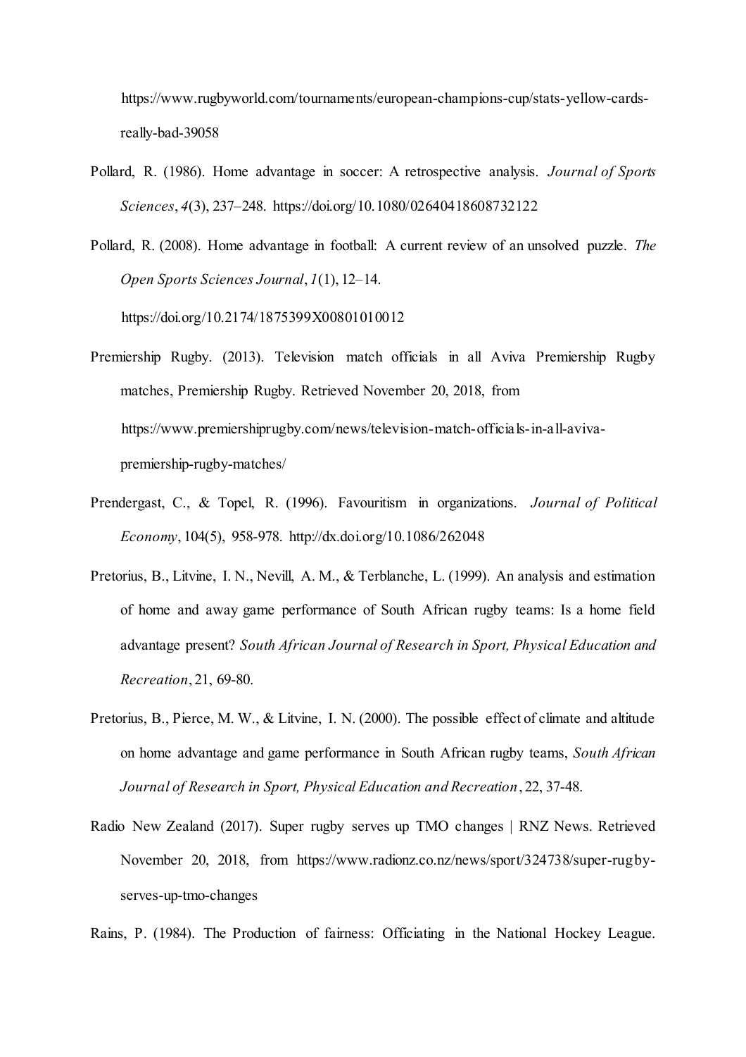https://www.rugbyworld.com/tournaments/european-champions-cup/stats-yellow-cards-really-bad-39058

Pollard, R. (1986). Home advantage in soccer: A retrospective analysis. *Journal of Sports Sciences*, *4*(3), 237–248. https://doi.org/10.1080/02640418608732122

Pollard, R. (2008). Home advantage in football: A current review of an unsolved puzzle. *The Open Sports Sciences Journal*, *1*(1), 12–14. https://doi.org/10.2174/1875399X00801010012

Premiership Rugby. (2013). Television match officials in all Aviva Premiership Rugby matches, Premiership Rugby. Retrieved November 20, 2018, from https://www.premiershiprugby.com/news/television-match-officials-in-all-aviva-premiership-rugby-matches/

Prendergast, C., & Topel, R. (1996). Favouritism in organizations. *Journal of Political Economy*, 104(5), 958-978. http://dx.doi.org/10.1086/262048

Pretorius, B., Litvine, I. N., Nevill, A. M., & Terblanche, L. (1999). An analysis and estimation of home and away game performance of South African rugby teams: Is a home field advantage present? *South African Journal of Research in Sport, Physical Education and Recreation*, 21, 69-80.

Pretorius, B., Pierce, M. W., & Litvine, I. N. (2000). The possible effect of climate and altitude on home advantage and game performance in South African rugby teams, *South African Journal of Research in Sport, Physical Education and Recreation*, 22, 37-48.

Radio New Zealand (2017). Super rugby serves up TMO changes | RNZ News. Retrieved November 20, 2018, from https://www.radionz.co.nz/news/sport/324738/super-rugby-serves-up-tmo-changes

Rains, P. (1984). The Production of fairness: Officiating in the National Hockey League.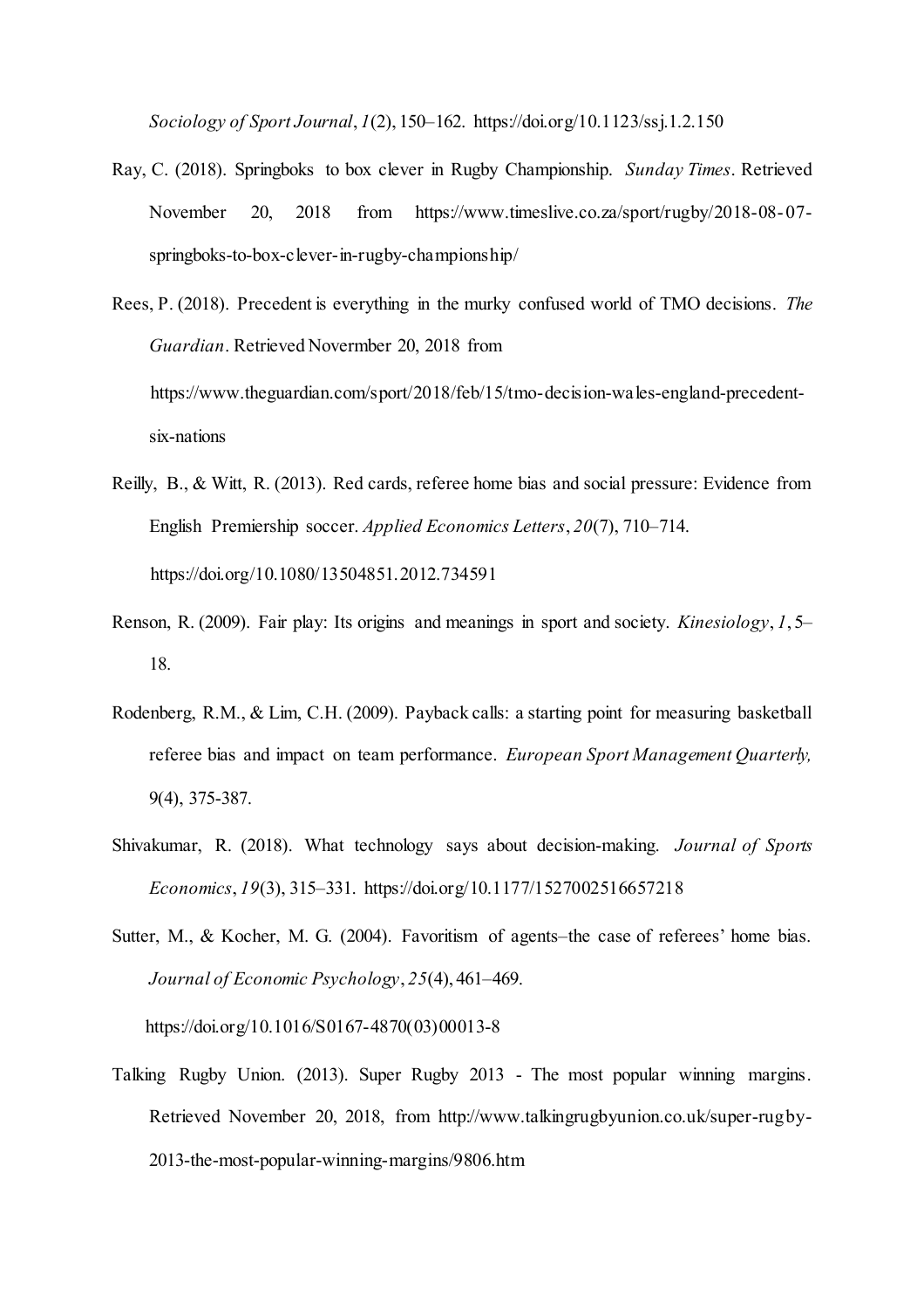*Sociology of Sport Journal*, *1*(2), 150–162. https://doi.org/10.1123/ssj.1.2.150

Ray, C. (2018). Springboks to box clever in Rugby Championship. *Sunday Times*. Retrieved November 20, 2018 from https://www.timeslive.co.za/sport/rugby/2018-08-07-springboks-to-box-clever-in-rugby-championship/

Rees, P. (2018). Precedent is everything in the murky confused world of TMO decisions. *The Guardian*. Retrieved Novermber 20, 2018 from https://www.theguardian.com/sport/2018/feb/15/tmo-decision-wales-england-precedent-six-nations

Reilly, B., & Witt, R. (2013). Red cards, referee home bias and social pressure: Evidence from English Premiership soccer. *Applied Economics Letters*, *20*(7), 710–714. https://doi.org/10.1080/13504851.2012.734591

Renson, R. (2009). Fair play: Its origins and meanings in sport and society. *Kinesiology*, *1*, 5–18.

Rodenberg, R.M., & Lim, C.H. (2009). Payback calls: a starting point for measuring basketball referee bias and impact on team performance. *European Sport Management Quarterly,* 9(4), 375-387.

Shivakumar, R. (2018). What technology says about decision-making. *Journal of Sports Economics*, *19*(3), 315–331. https://doi.org/10.1177/1527002516657218

Sutter, M., & Kocher, M. G. (2004). Favoritism of agents–the case of referees' home bias. *Journal of Economic Psychology*, *25*(4), 461–469. https://doi.org/10.1016/S0167-4870(03)00013-8

Talking Rugby Union. (2013). Super Rugby 2013 - The most popular winning margins. Retrieved November 20, 2018, from http://www.talkingrugbyunion.co.uk/super-rugby-2013-the-most-popular-winning-margins/9806.htm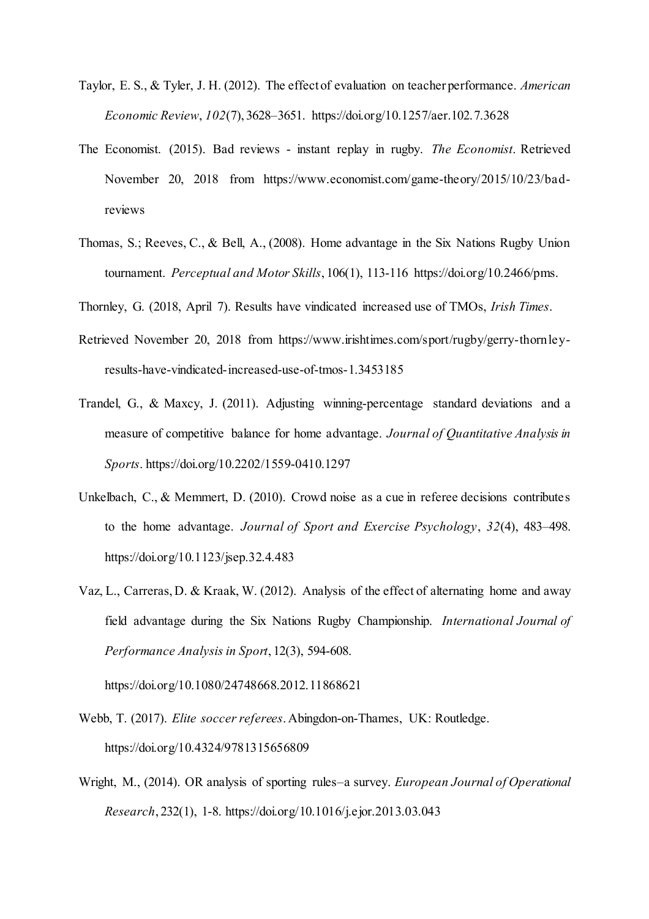Taylor, E. S., & Tyler, J. H. (2012). The effect of evaluation on teacher performance. *American Economic Review*, *102*(7), 3628–3651. https://doi.org/10.1257/aer.102.7.3628

The Economist. (2015). Bad reviews - instant replay in rugby. *The Economist*. Retrieved November 20, 2018 from https://www.economist.com/game-theory/2015/10/23/bad-reviews

Thomas, S.; Reeves, C., & Bell, A., (2008). Home advantage in the Six Nations Rugby Union tournament. *Perceptual and Motor Skills*, 106(1), 113-116 https://doi.org/10.2466/pms.

Thornley, G. (2018, April 7). Results have vindicated increased use of TMOs, *Irish Times*.

Retrieved November 20, 2018 from https://www.irishtimes.com/sport/rugby/gerry-thornley-results-have-vindicated-increased-use-of-tmos-1.3453185

Trandel, G., & Maxcy, J. (2011). Adjusting winning-percentage standard deviations and a measure of competitive balance for home advantage. *Journal of Quantitative Analysis in Sports*. https://doi.org/10.2202/1559-0410.1297

Unkelbach, C., & Memmert, D. (2010). Crowd noise as a cue in referee decisions contributes to the home advantage. *Journal of Sport and Exercise Psychology*, *32*(4), 483–498. https://doi.org/10.1123/jsep.32.4.483

Vaz, L., Carreras, D. & Kraak, W. (2012). Analysis of the effect of alternating home and away field advantage during the Six Nations Rugby Championship. *International Journal of Performance Analysis in Sport*, 12(3), 594-608.

https://doi.org/10.1080/24748668.2012.11868621

Webb, T. (2017). *Elite soccer referees*. Abingdon-on-Thames, UK: Routledge. https://doi.org/10.4324/9781315656809

Wright, M., (2014). OR analysis of sporting rules–a survey. *European Journal of Operational Research*, 232(1), 1-8. https://doi.org/10.1016/j.ejor.2013.03.043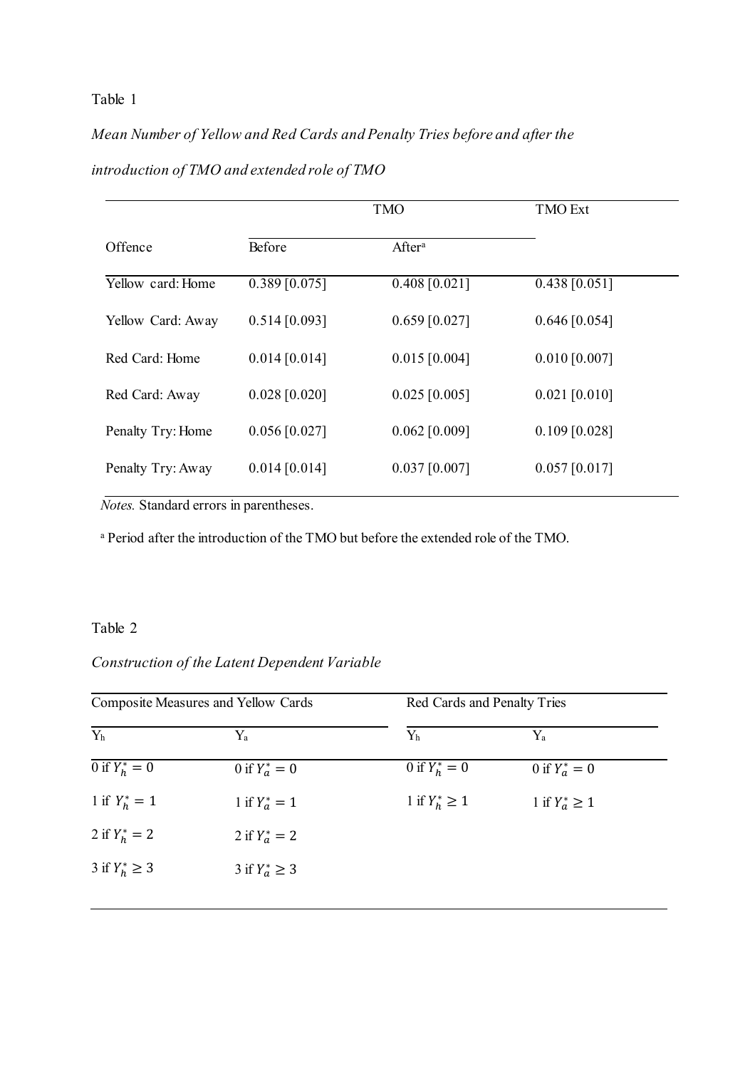Table 1

*Mean Number of Yellow and Red Cards and Penalty Tries before and after the introduction of TMO and extended role of TMO*

| | TMO | | TMO Ext |
|---|---|---|---|
| Offence | Before | After[a] | |
| Yellow card: Home | 0.389 [0.075] | 0.408 [0.021] | 0.438 [0.051] |
| Yellow Card: Away | 0.514 [0.093] | 0.659 [0.027] | 0.646 [0.054] |
| Red Card: Home | 0.014 [0.014] | 0.015 [0.004] | 0.010 [0.007] |
| Red Card: Away | 0.028 [0.020] | 0.025 [0.005] | 0.021 [0.010] |
| Penalty Try: Home | 0.056 [0.027] | 0.062 [0.009] | 0.109 [0.028] |
| Penalty Try: Away | 0.014 [0.014] | 0.037 [0.007] | 0.057 [0.017] |

*Notes.* Standard errors in parentheses.

[a] Period after the introduction of the TMO but before the extended role of the TMO.

Table 2

*Construction of the Latent Dependent Variable*

| Composite Measures and Yellow Cards | | Red Cards and Penalty Tries | |
|---|---|---|---|
| $Y_h$ | $Y_a$ | $Y_h$ | $Y_a$ |
| 0 if $Y_h^* = 0$ | 0 if $Y_a^* = 0$ | 0 if $Y_h^* = 0$ | 0 if $Y_a^* = 0$ |
| 1 if $Y_h^* = 1$ | 1 if $Y_a^* = 1$ | 1 if $Y_h^* \geq 1$ | 1 if $Y_a^* \geq 1$ |
| 2 if $Y_h^* = 2$ | 2 if $Y_a^* = 2$ | | |
| 3 if $Y_h^* \geq 3$ | 3 if $Y_a^* \geq 3$ | | |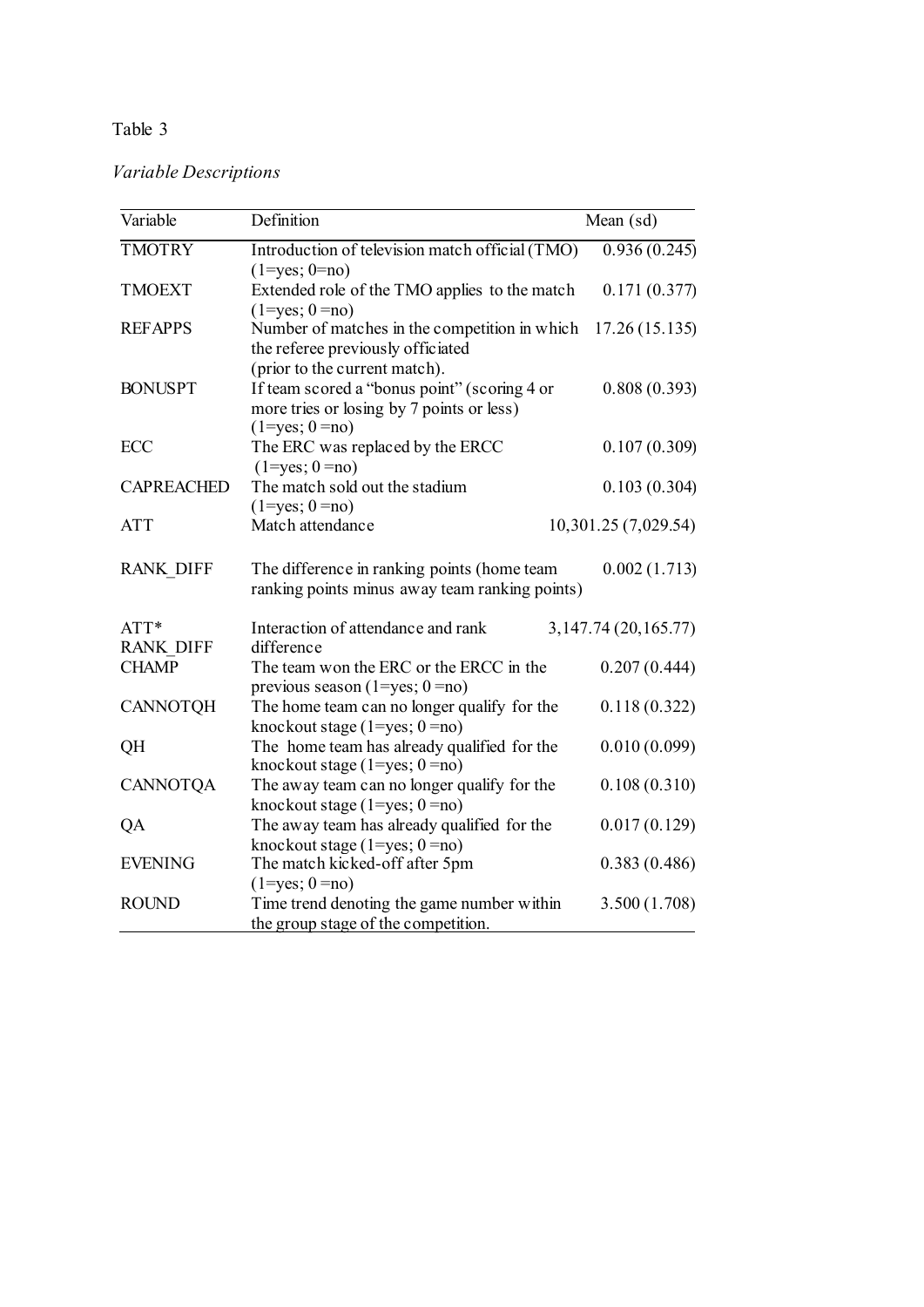Table 3

*Variable Descriptions*

| Variable | Definition | Mean (sd) |
|---|---|---|
| TMOTRY | Introduction of television match official (TMO) (1=yes; 0=no) | 0.936 (0.245) |
| TMOEXT | Extended role of the TMO applies to the match (1=yes; 0 =no) | 0.171 (0.377) |
| REFAPPS | Number of matches in the competition in which the referee previously officiated (prior to the current match). | 17.26 (15.135) |
| BONUSPT | If team scored a "bonus point" (scoring 4 or more tries or losing by 7 points or less) (1=yes; 0 =no) | 0.808 (0.393) |
| ECC | The ERC was replaced by the ERCC (1=yes; 0 =no) | 0.107 (0.309) |
| CAPREACHED | The match sold out the stadium (1=yes; 0 =no) | 0.103 (0.304) |
| ATT | Match attendance | 10,301.25 (7,029.54) |
| RANK_DIFF | The difference in ranking points (home team ranking points minus away team ranking points) | 0.002 (1.713) |
| ATT* RANK_DIFF | Interaction of attendance and rank difference | 3,147.74 (20,165.77) |
| CHAMP | The team won the ERC or the ERCC in the previous season (1=yes; 0 =no) | 0.207 (0.444) |
| CANNOTQH | The home team can no longer qualify for the knockout stage (1=yes; 0 =no) | 0.118 (0.322) |
| QH | The home team has already qualified for the knockout stage (1=yes; 0 =no) | 0.010 (0.099) |
| CANNOTQA | The away team can no longer qualify for the knockout stage (1=yes; 0 =no) | 0.108 (0.310) |
| QA | The away team has already qualified for the knockout stage (1=yes; 0 =no) | 0.017 (0.129) |
| EVENING | The match kicked-off after 5pm (1=yes; 0 =no) | 0.383 (0.486) |
| ROUND | Time trend denoting the game number within the group stage of the competition. | 3.500 (1.708) |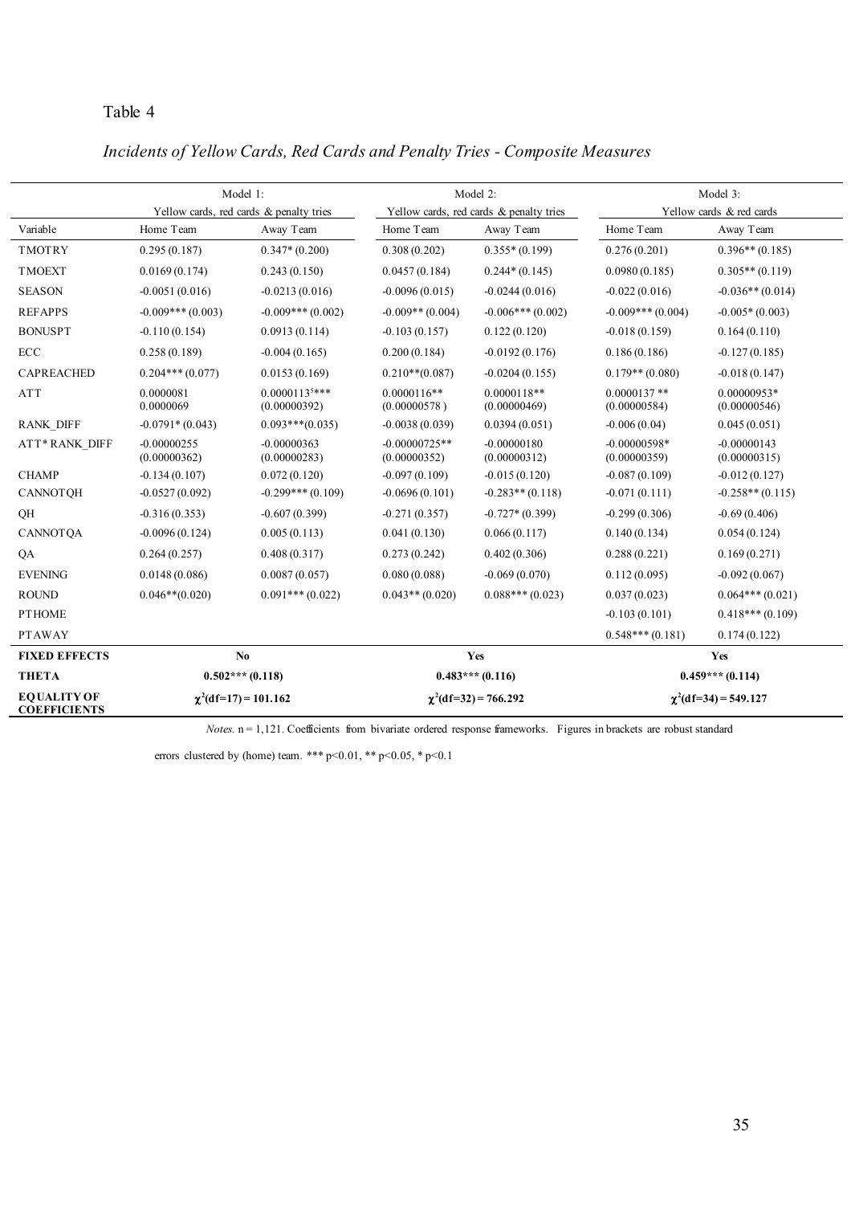Table 4

*Incidents of Yellow Cards, Red Cards and Penalty Tries - Composite Measures*

| | Model 1: Yellow cards, red cards & penalty tries | | Model 2: Yellow cards, red cards & penalty tries | | Model 3: Yellow cards & red cards | |
|---|---|---|---|---|---|---|
| Variable | Home Team | Away Team | Home Team | Away Team | Home Team | Away Team |
| TMOTRY | 0.295 (0.187) | 0.347* (0.200) | 0.308 (0.202) | 0.355* (0.199) | 0.276 (0.201) | 0.396** (0.185) |
| TMOEXT | 0.0169 (0.174) | 0.243 (0.150) | 0.0457 (0.184) | 0.244* (0.145) | 0.0980 (0.185) | 0.305** (0.119) |
| SEASON | -0.0051 (0.016) | -0.0213 (0.016) | -0.0096 (0.015) | -0.0244 (0.016) | -0.022 (0.016) | -0.036** (0.014) |
| REFAPPS | -0.009*** (0.003) | -0.009*** (0.002) | -0.009** (0.004) | -0.006*** (0.002) | -0.009*** (0.004) | -0.005* (0.003) |
| BONUSPT | -0.110 (0.154) | 0.0913 (0.114) | -0.103 (0.157) | 0.122 (0.120) | -0.018 (0.159) | 0.164 (0.110) |
| ECC | 0.258 (0.189) | -0.004 (0.165) | 0.200 (0.184) | -0.0192 (0.176) | 0.186 (0.186) | -0.127 (0.185) |
| CAPREACHED | 0.204*** (0.077) | 0.0153 (0.169) | 0.210**(0.087) | -0.0204 (0.155) | 0.179** (0.080) | -0.018 (0.147) |
| ATT | 0.0000081 0.0000069 | 0.0000113[5]*** (0.00000392) | 0.0000116** (0.00000578) | 0.0000118** (0.00000469) | 0.0000137 ** (0.00000584) | 0.00000953* (0.00000546) |
| RANK_DIFF | -0.0791* (0.043) | 0.093***(0.035) | -0.0038 (0.039) | 0.0394 (0.051) | -0.006 (0.04) | 0.045 (0.051) |
| ATT*RANK_DIFF | -0.00000255 (0.00000362) | -0.00000363 (0.00000283) | -0.00000725** (0.00000352) | -0.00000180 (0.00000312) | -0.00000598* (0.00000359) | -0.00000143 (0.00000315) |
| CHAMP | -0.134 (0.107) | 0.072 (0.120) | -0.097 (0.109) | -0.015 (0.120) | -0.087 (0.109) | -0.012 (0.127) |
| CANNOTQH | -0.0527 (0.092) | -0.299*** (0.109) | -0.0696 (0.101) | -0.283** (0.118) | -0.071 (0.111) | -0.258** (0.115) |
| QH | -0.316 (0.353) | -0.607 (0.399) | -0.271 (0.357) | -0.727* (0.399) | -0.299 (0.306) | -0.69 (0.406) |
| CANNOTQA | -0.0096 (0.124) | 0.005 (0.113) | 0.041 (0.130) | 0.066 (0.117) | 0.140 (0.134) | 0.054 (0.124) |
| QA | 0.264 (0.257) | 0.408 (0.317) | 0.273 (0.242) | 0.402 (0.306) | 0.288 (0.221) | 0.169 (0.271) |
| EVENING | 0.0148 (0.086) | 0.0087 (0.057) | 0.080 (0.088) | -0.069 (0.070) | 0.112 (0.095) | -0.092 (0.067) |
| ROUND | 0.046**(0.020) | 0.091*** (0.022) | 0.043** (0.020) | 0.088*** (0.023) | 0.037 (0.023) | 0.064*** (0.021) |
| PTHOME | | | | | -0.103 (0.101) | 0.418*** (0.109) |
| PTAWAY | | | | | 0.548*** (0.181) | 0.174 (0.122) |
| **FIXED EFFECTS** | **No** | | **Yes** | | **Yes** | |
| **THETA** | **0.502*** (0.118)** | | **0.483*** (0.116)** | | **0.459*** (0.114)** | |
| **EQUALITY OF COEFFICIENTS** | **$\chi^2$(df=17) = 101.162** | | **$\chi^2$(df=32) = 766.292** | | **$\chi^2$(df=34) = 549.127** | |

*Notes.* n = 1,121. Coefficients from bivariate ordered response frameworks. Figures in brackets are robust standard errors clustered by (home) team. *** p<0.01, ** p<0.05, * p<0.1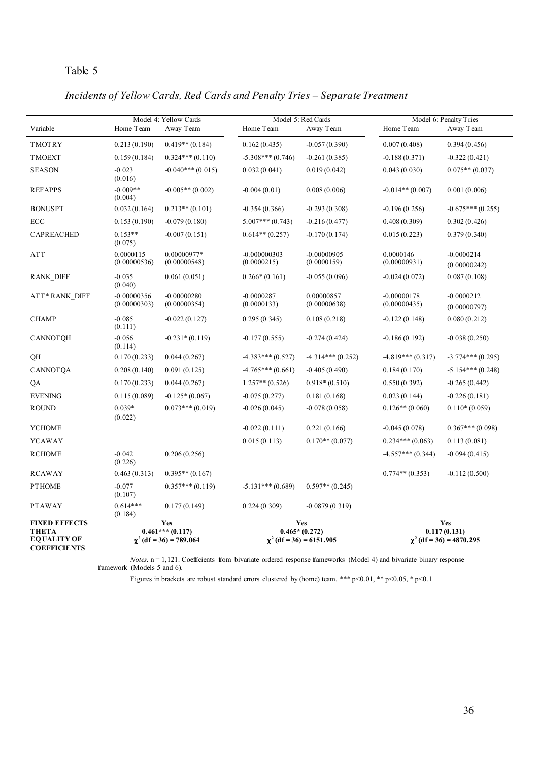Table 5

*Incidents of Yellow Cards, Red Cards and Penalty Tries – Separate Treatment*

| | Model 4: Yellow Cards | | Model 5: Red Cards | | Model 6: Penalty Tries | |
|---|---|---|---|---|---|---|
| Variable | Home Team | Away Team | Home Team | Away Team | Home Team | Away Team |
| TMOTRY | 0.213 (0.190) | 0.419** (0.184) | 0.162 (0.435) | -0.057 (0.390) | 0.007 (0.408) | 0.394 (0.456) |
| TMOEXT | 0.159 (0.184) | 0.324*** (0.110) | -5.308*** (0.746) | -0.261 (0.385) | -0.188 (0.371) | -0.322 (0.421) |
| SEASON | -0.023 (0.016) | -0.040*** (0.015) | 0.032 (0.041) | 0.019 (0.042) | 0.043 (0.030) | 0.075** (0.037) |
| REFAPPS | -0.009** (0.004) | -0.005** (0.002) | -0.004 (0.01) | 0.008 (0.006) | -0.014** (0.007) | 0.001 (0.006) |
| BONUSPT | 0.032 (0.164) | 0.213** (0.101) | -0.354 (0.366) | -0.293 (0.308) | -0.196 (0.256) | -0.675*** (0.255) |
| ECC | 0.153 (0.190) | -0.079 (0.180) | 5.007*** (0.743) | -0.216 (0.477) | 0.408 (0.309) | 0.302 (0.426) |
| CAPREACHED | 0.153** (0.075) | -0.007 (0.151) | 0.614** (0.257) | -0.170 (0.174) | 0.015 (0.223) | 0.379 (0.340) |
| ATT | 0.0000115 (0.00000536) | 0.00000977* (0.00000548) | -0.000000303 (0.0000215) | -0.00000905 (0.0000159) | 0.0000146 (0.00000931) | -0.0000214 (0.00000242) |
| RANK_DIFF | -0.035 (0.040) | 0.061 (0.051) | 0.266* (0.161) | -0.055 (0.096) | -0.024 (0.072) | 0.087 (0.108) |
| ATT*RANK_DIFF | -0.00000356 (0.00000303) | -0.00000280 (0.00000354) | -0.0000287 (0.0000133) | 0.00000857 (0.00000638) | -0.00000178 (0.00000435) | -0.0000212 (0.00000797) |
| CHAMP | -0.085 (0.111) | -0.022 (0.127) | 0.295 (0.345) | 0.108 (0.218) | -0.122 (0.148) | 0.080 (0.212) |
| CANNOTQH | -0.056 (0.114) | -0.231* (0.119) | -0.177 (0.555) | -0.274 (0.424) | -0.186 (0.192) | -0.038 (0.250) |
| QH | 0.170 (0.233) | 0.044 (0.267) | -4.383*** (0.527) | -4.314*** (0.252) | -4.819*** (0.317) | -3.774*** (0.295) |
| CANNOTQA | 0.208 (0.140) | 0.091 (0.125) | -4.765*** (0.661) | -0.405 (0.490) | 0.184 (0.170) | -5.154*** (0.248) |
| QA | 0.170 (0.233) | 0.044 (0.267) | 1.257** (0.526) | 0.918* (0.510) | 0.550 (0.392) | -0.265 (0.442) |
| EVENING | 0.115 (0.089) | -0.125* (0.067) | -0.075 (0.277) | 0.181 (0.168) | 0.023 (0.144) | -0.226 (0.181) |
| ROUND | 0.039* (0.022) | 0.073*** (0.019) | -0.026 (0.045) | -0.078 (0.058) | 0.126** (0.060) | 0.110* (0.059) |
| YCHOME | | | -0.022 (0.111) | 0.221 (0.166) | -0.045 (0.078) | 0.367*** (0.098) |
| YCAWAY | | | 0.015 (0.113) | 0.170** (0.077) | 0.234*** (0.063) | 0.113 (0.081) |
| RCHOME | -0.042 (0.226) | 0.206 (0.256) | | | -4.557*** (0.344) | -0.094 (0.415) |
| RCAWAY | 0.463 (0.313) | 0.395** (0.167) | | | 0.774** (0.353) | -0.112 (0.500) |
| PTHOME | -0.077 (0.107) | 0.357*** (0.119) | -5.131*** (0.689) | 0.597** (0.245) | | |
| PTAWAY | 0.614*** (0.184) | 0.177 (0.149) | 0.224 (0.309) | -0.0879 (0.319) | | |
| **FIXED EFFECTS** | **Yes** | | **Yes** | | **Yes** | |
| **THETA** | **0.461*** (0.117)** | | **0.465* (0.272)** | | **0.117 (0.131)** | |
| **EQUALITY OF COEFFICIENTS** | **$\chi^2$ (df = 36) = 789.064** | | **$\chi^2$ (df = 36) = 6151.905** | | **$\chi^2$ (df = 36) = 4870.295** | |

*Notes.* n = 1,121. Coefficients from bivariate ordered response frameworks (Model 4) and bivariate binary response framework (Models 5 and 6).

Figures in brackets are robust standard errors clustered by (home) team. *** p<0.01, ** p<0.05, * p<0.1